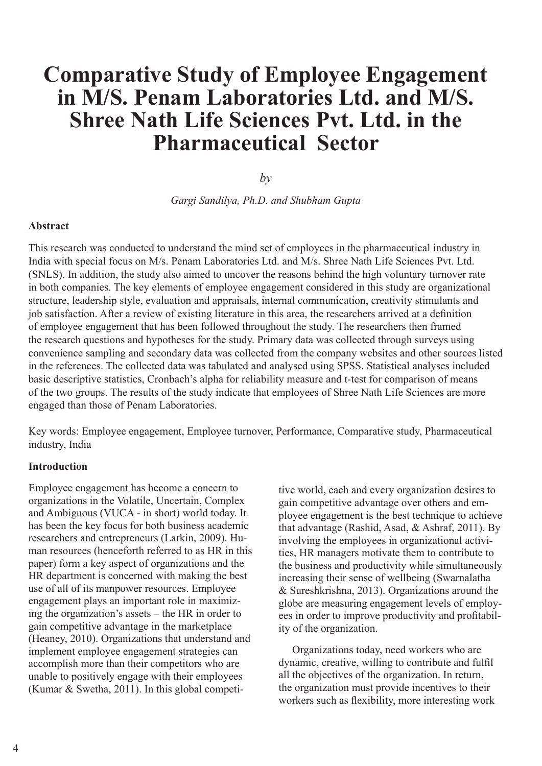# Comparative Study of Employee Engagement in M/S. Penam Laboratories Ltd. and M/S. Shree Nath Life Sciences Pvt. Ltd. in the Pharmaceutical Sector

*by*

*Gargi Sandilya, Ph.D. and Shubham Gupta*

### Abstract

This research was conducted to understand the mind set of employees in the pharmaceutical industry in India with special focus on M/s. Penam Laboratories Ltd. and M/s. Shree Nath Life Sciences Pvt. Ltd. (SNLS). In addition, the study also aimed to uncover the reasons behind the high voluntary turnover rate in both companies. The key elements of employee engagement considered in this study are organizational structure, leadership style, evaluation and appraisals, internal communication, creativity stimulants and job satisfaction. After a review of existing literature in this area, the researchers arrived at a definition of employee engagement that has been followed throughout the study. The researchers then framed the research questions and hypotheses for the study. Primary data was collected through surveys using convenience sampling and secondary data was collected from the company websites and other sources listed in the references. The collected data was tabulated and analysed using SPSS. Statistical analyses included basic descriptive statistics, Cronbach's alpha for reliability measure and t-test for comparison of means of the two groups. The results of the study indicate that employees of Shree Nath Life Sciences are more engaged than those of Penam Laboratories.

Key words: Employee engagement, Employee turnover, Performance, Comparative study, Pharmaceutical industry, India

### Introduction

Employee engagement has become a concern to organizations in the Volatile, Uncertain, Complex and Ambiguous (VUCA - in short) world today. It has been the key focus for both business academic researchers and entrepreneurs (Larkin, 2009). Human resources (henceforth referred to as HR in this paper) form a key aspect of organizations and the HR department is concerned with making the best use of all of its manpower resources. Employee engagement plays an important role in maximizing the organization's assets – the HR in order to gain competitive advantage in the marketplace (Heaney, 2010). Organizations that understand and implement employee engagement strategies can accomplish more than their competitors who are unable to positively engage with their employees (Kumar & Swetha, 2011). In this global competitive world, each and every organization desires to gain competitive advantage over others and employee engagement is the best technique to achieve that advantage (Rashid, Asad, & Ashraf, 2011). By involving the employees in organizational activities, HR managers motivate them to contribute to the business and productivity while simultaneously increasing their sense of wellbeing (Swarnalatha & Sureshkrishna, 2013). Organizations around the globe are measuring engagement levels of employees in order to improve productivity and profitability of the organization.

Organizations today, need workers who are dynamic, creative, willing to contribute and fulfil all the objectives of the organization. In return, the organization must provide incentives to their workers such as flexibility, more interesting work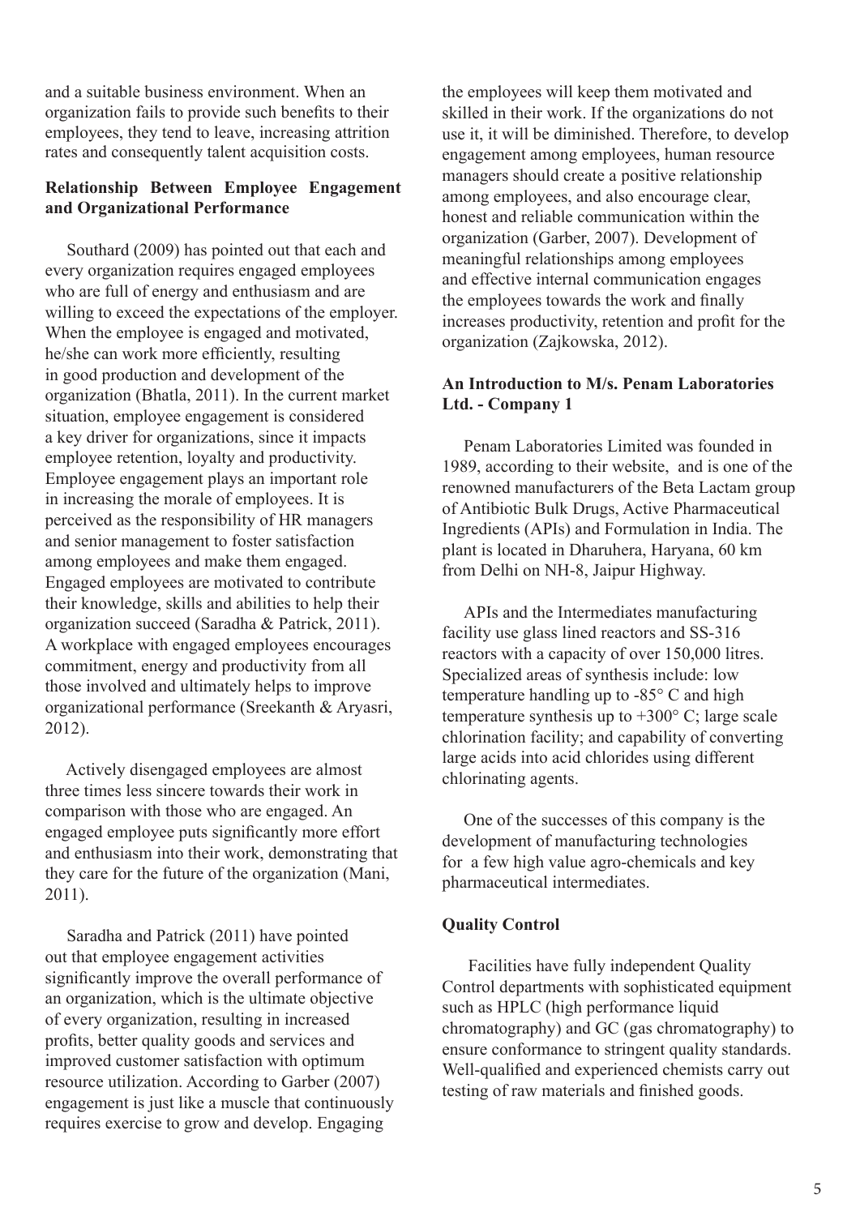and a suitable business environment. When an organization fails to provide such benefits to their employees, they tend to leave, increasing attrition rates and consequently talent acquisition costs.

**Relationship Between Employee Engagement and Organizational Performance**

Southard (2009) has pointed out that each and every organization requires engaged employees who are full of energy and enthusiasm and are willing to exceed the expectations of the employer. When the employee is engaged and motivated, he/she can work more efficiently, resulting in good production and development of the organization (Bhatla, 2011). In the current market situation, employee engagement is considered a key driver for organizations, since it impacts employee retention, loyalty and productivity. Employee engagement plays an important role in increasing the morale of employees. It is perceived as the responsibility of HR managers and senior management to foster satisfaction among employees and make them engaged. Engaged employees are motivated to contribute their knowledge, skills and abilities to help their organization succeed (Saradha & Patrick, 2011). A workplace with engaged employees encourages commitment, energy and productivity from all those involved and ultimately helps to improve organizational performance (Sreekanth & Aryasri, 2012).

Actively disengaged employees are almost three times less sincere towards their work in comparison with those who are engaged. An engaged employee puts significantly more effort and enthusiasm into their work, demonstrating that they care for the future of the organization (Mani, 2011).

Saradha and Patrick (2011) have pointed out that employee engagement activities significantly improve the overall performance of an organization, which is the ultimate objective of every organization, resulting in increased profits, better quality goods and services and improved customer satisfaction with optimum resource utilization. According to Garber (2007) engagement is just like a muscle that continuously requires exercise to grow and develop. Engaging the employees will keep them motivated and skilled in their work. If the organizations do not use it, it will be diminished. Therefore, to develop engagement among employees, human resource managers should create a positive relationship among employees, and also encourage clear, honest and reliable communication within the organization (Garber, 2007). Development of meaningful relationships among employees and effective internal communication engages the employees towards the work and finally increases productivity, retention and profit for the organization (Zajkowska, 2012).

**An Introduction to M/s. Penam Laboratories Ltd. - Company 1**

Penam Laboratories Limited was founded in 1989, according to their website, and is one of the renowned manufacturers of the Beta Lactam group of Antibiotic Bulk Drugs, Active Pharmaceutical Ingredients (APIs) and Formulation in India. The plant is located in Dharuhera, Haryana, 60 km from Delhi on NH-8, Jaipur Highway.

APIs and the Intermediates manufacturing facility use glass lined reactors and SS-316 reactors with a capacity of over 150,000 litres. Specialized areas of synthesis include: low temperature handling up to -85° C and high temperature synthesis up to +300° C; large scale chlorination facility; and capability of converting large acids into acid chlorides using different chlorinating agents.

One of the successes of this company is the development of manufacturing technologies for a few high value agro-chemicals and key pharmaceutical intermediates.

**Quality Control**

Facilities have fully independent Quality Control departments with sophisticated equipment such as HPLC (high performance liquid chromatography) and GC (gas chromatography) to ensure conformance to stringent quality standards. Well-qualified and experienced chemists carry out testing of raw materials and finished goods.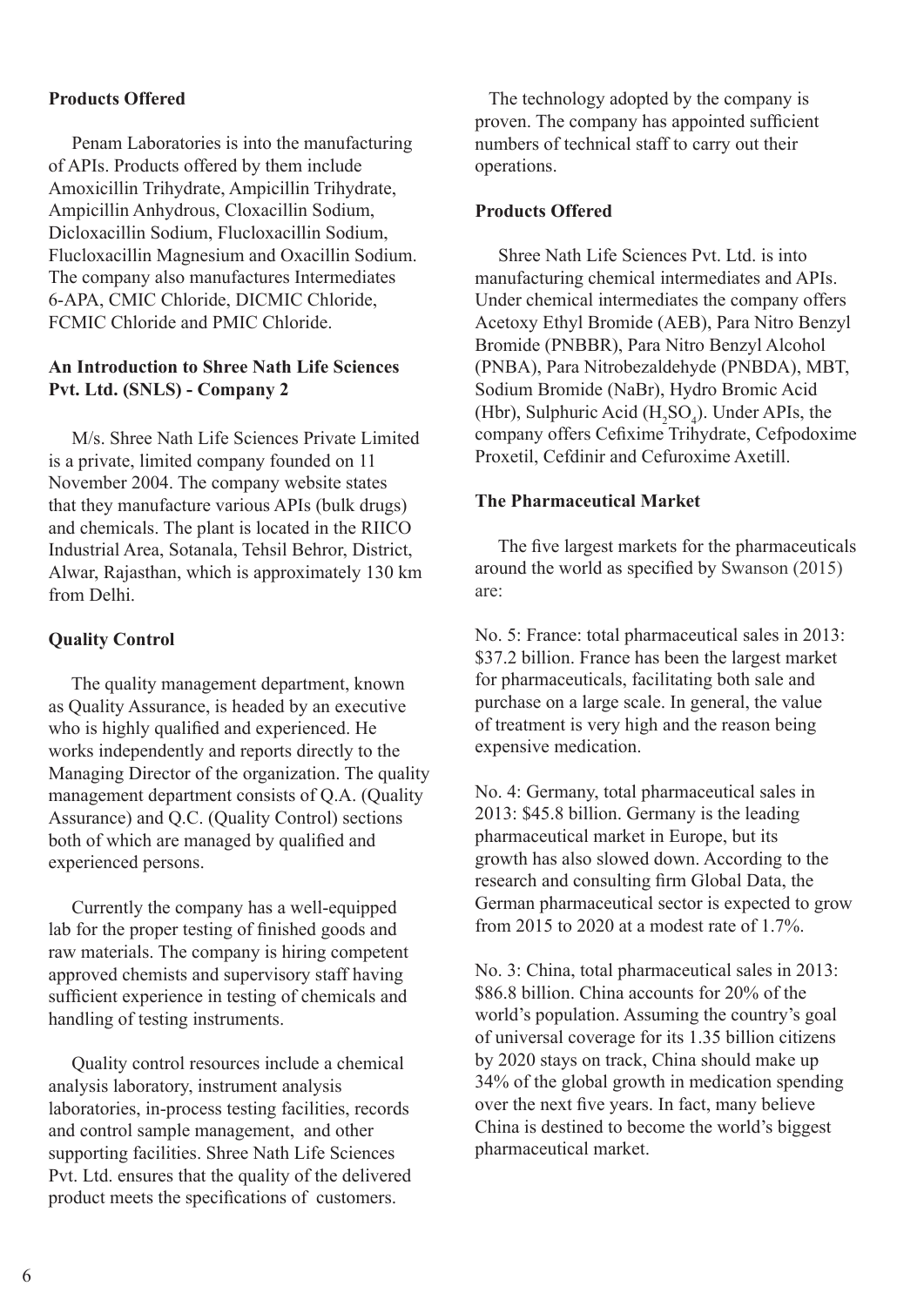### Products Offered

Penam Laboratories is into the manufacturing of APIs. Products offered by them include Amoxicillin Trihydrate, Ampicillin Trihydrate, Ampicillin Anhydrous, Cloxacillin Sodium, Dicloxacillin Sodium, Flucloxacillin Sodium, Flucloxacillin Magnesium and Oxacillin Sodium. The company also manufactures Intermediates 6-APA, CMIC Chloride, DICMIC Chloride, FCMIC Chloride and PMIC Chloride.

### An Introduction to Shree Nath Life Sciences Pvt. Ltd. (SNLS) - Company 2

M/s. Shree Nath Life Sciences Private Limited is a private, limited company founded on 11 November 2004. The company website states that they manufacture various APIs (bulk drugs) and chemicals. The plant is located in the RIICO Industrial Area, Sotanala, Tehsil Behror, District, Alwar, Rajasthan, which is approximately 130 km from Delhi.

### Quality Control

The quality management department, known as Quality Assurance, is headed by an executive who is highly qualified and experienced. He works independently and reports directly to the Managing Director of the organization. The quality management department consists of Q.A. (Quality Assurance) and Q.C. (Quality Control) sections both of which are managed by qualified and experienced persons.

Currently the company has a well-equipped lab for the proper testing of finished goods and raw materials. The company is hiring competent approved chemists and supervisory staff having sufficient experience in testing of chemicals and handling of testing instruments.

Quality control resources include a chemical analysis laboratory, instrument analysis laboratories, in-process testing facilities, records and control sample management, and other supporting facilities. Shree Nath Life Sciences Pvt. Ltd. ensures that the quality of the delivered product meets the specifications of customers.

The technology adopted by the company is proven. The company has appointed sufficient numbers of technical staff to carry out their operations.

### Products Offered

Shree Nath Life Sciences Pvt. Ltd. is into manufacturing chemical intermediates and APIs. Under chemical intermediates the company offers Acetoxy Ethyl Bromide (AEB), Para Nitro Benzyl Bromide (PNBBR), Para Nitro Benzyl Alcohol (PNBA), Para Nitrobezaldehyde (PNBDA), MBT, Sodium Bromide (NaBr), Hydro Bromic Acid (Hbr), Sulphuric Acid ($H_2SO_4$). Under APIs, the company offers Cefixime Trihydrate, Cefpodoxime Proxetil, Cefdinir and Cefuroxime Axetill.

### The Pharmaceutical Market

The five largest markets for the pharmaceuticals around the world as specified by Swanson (2015) are:

No. 5: France: total pharmaceutical sales in 2013: $37.2 billion. France has been the largest market for pharmaceuticals, facilitating both sale and purchase on a large scale. In general, the value of treatment is very high and the reason being expensive medication.

No. 4: Germany, total pharmaceutical sales in 2013: $45.8 billion. Germany is the leading pharmaceutical market in Europe, but its growth has also slowed down. According to the research and consulting firm Global Data, the German pharmaceutical sector is expected to grow from 2015 to 2020 at a modest rate of 1.7%.

No. 3: China, total pharmaceutical sales in 2013: $86.8 billion. China accounts for 20% of the world's population. Assuming the country's goal of universal coverage for its 1.35 billion citizens by 2020 stays on track, China should make up 34% of the global growth in medication spending over the next five years. In fact, many believe China is destined to become the world's biggest pharmaceutical market.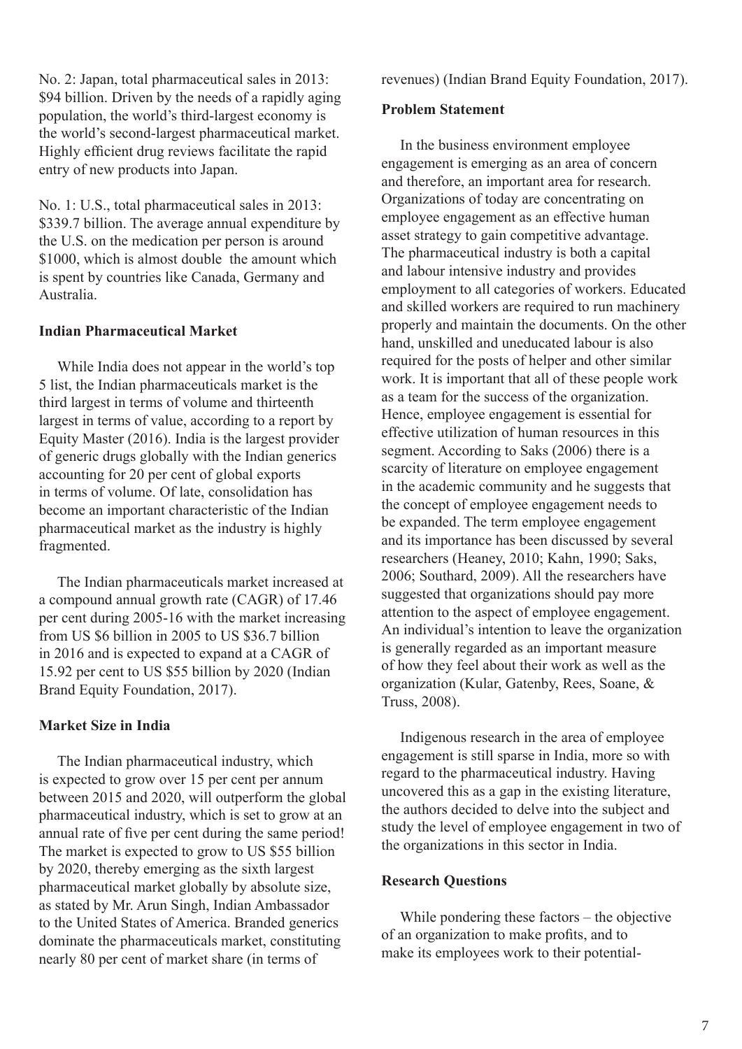No. 2: Japan, total pharmaceutical sales in 2013: \$94 billion. Driven by the needs of a rapidly aging population, the world's third-largest economy is the world's second-largest pharmaceutical market. Highly efficient drug reviews facilitate the rapid entry of new products into Japan.

No. 1: U.S., total pharmaceutical sales in 2013: \$339.7 billion. The average annual expenditure by the U.S. on the medication per person is around \$1000, which is almost double the amount which is spent by countries like Canada, Germany and Australia.

**Indian Pharmaceutical Market**

While India does not appear in the world's top 5 list, the Indian pharmaceuticals market is the third largest in terms of volume and thirteenth largest in terms of value, according to a report by Equity Master (2016). India is the largest provider of generic drugs globally with the Indian generics accounting for 20 per cent of global exports in terms of volume. Of late, consolidation has become an important characteristic of the Indian pharmaceutical market as the industry is highly fragmented.

The Indian pharmaceuticals market increased at a compound annual growth rate (CAGR) of 17.46 per cent during 2005-16 with the market increasing from US \$6 billion in 2005 to US \$36.7 billion in 2016 and is expected to expand at a CAGR of 15.92 per cent to US \$55 billion by 2020 (Indian Brand Equity Foundation, 2017).

**Market Size in India**

The Indian pharmaceutical industry, which is expected to grow over 15 per cent per annum between 2015 and 2020, will outperform the global pharmaceutical industry, which is set to grow at an annual rate of five per cent during the same period! The market is expected to grow to US \$55 billion by 2020, thereby emerging as the sixth largest pharmaceutical market globally by absolute size, as stated by Mr. Arun Singh, Indian Ambassador to the United States of America. Branded generics dominate the pharmaceuticals market, constituting nearly 80 per cent of market share (in terms of revenues) (Indian Brand Equity Foundation, 2017).

**Problem Statement**

In the business environment employee engagement is emerging as an area of concern and therefore, an important area for research. Organizations of today are concentrating on employee engagement as an effective human asset strategy to gain competitive advantage. The pharmaceutical industry is both a capital and labour intensive industry and provides employment to all categories of workers. Educated and skilled workers are required to run machinery properly and maintain the documents. On the other hand, unskilled and uneducated labour is also required for the posts of helper and other similar work. It is important that all of these people work as a team for the success of the organization. Hence, employee engagement is essential for effective utilization of human resources in this segment. According to Saks (2006) there is a scarcity of literature on employee engagement in the academic community and he suggests that the concept of employee engagement needs to be expanded. The term employee engagement and its importance has been discussed by several researchers (Heaney, 2010; Kahn, 1990; Saks, 2006; Southard, 2009). All the researchers have suggested that organizations should pay more attention to the aspect of employee engagement. An individual's intention to leave the organization is generally regarded as an important measure of how they feel about their work as well as the organization (Kular, Gatenby, Rees, Soane, & Truss, 2008).

Indigenous research in the area of employee engagement is still sparse in India, more so with regard to the pharmaceutical industry. Having uncovered this as a gap in the existing literature, the authors decided to delve into the subject and study the level of employee engagement in two of the organizations in this sector in India.

**Research Questions**

While pondering these factors – the objective of an organization to make profits, and to make its employees work to their potential-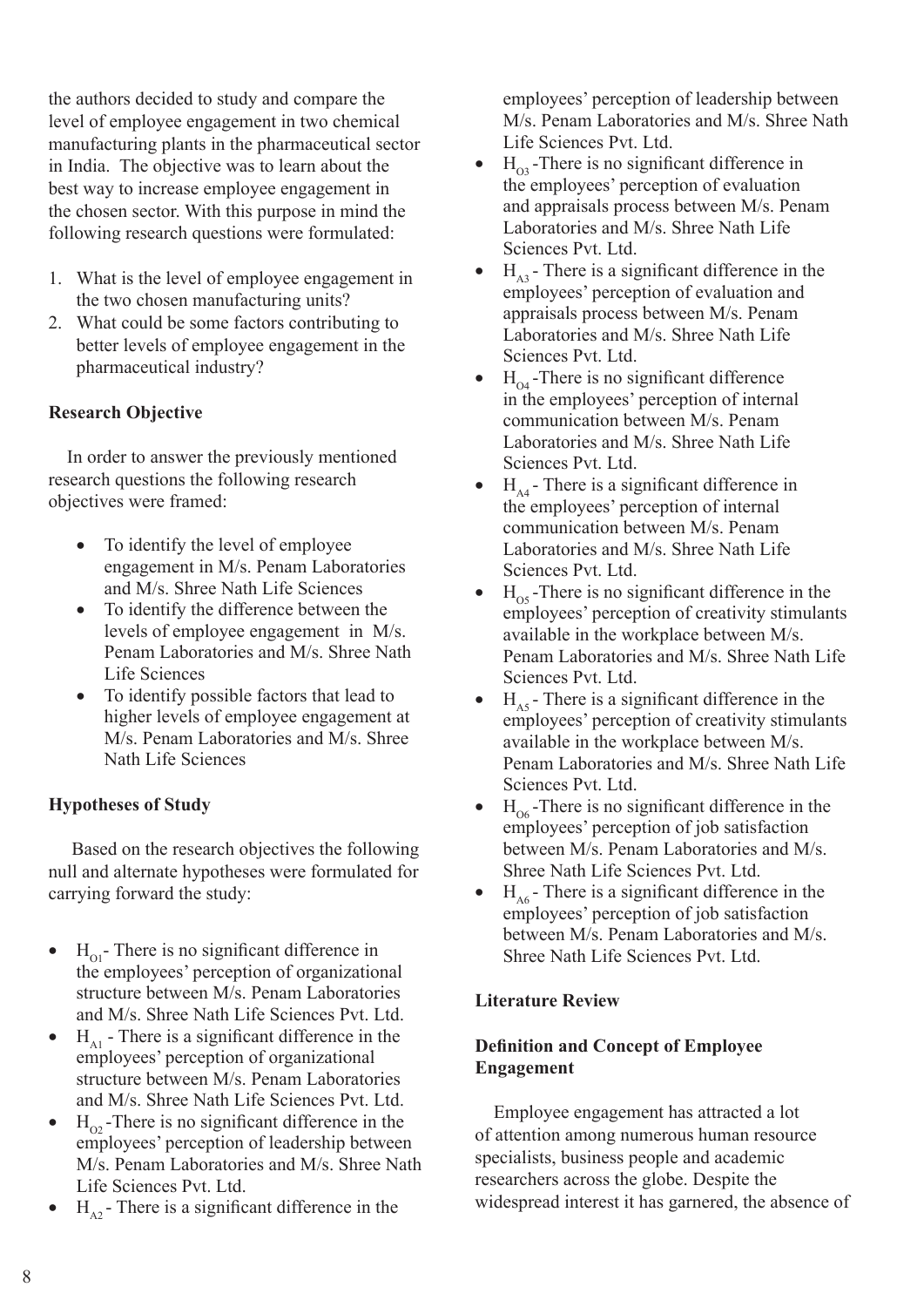the authors decided to study and compare the level of employee engagement in two chemical manufacturing plants in the pharmaceutical sector in India. The objective was to learn about the best way to increase employee engagement in the chosen sector. With this purpose in mind the following research questions were formulated:

1. What is the level of employee engagement in the two chosen manufacturing units?
2. What could be some factors contributing to better levels of employee engagement in the pharmaceutical industry?

**Research Objective**

In order to answer the previously mentioned research questions the following research objectives were framed:

- To identify the level of employee engagement in M/s. Penam Laboratories and M/s. Shree Nath Life Sciences
- To identify the difference between the levels of employee engagement in M/s. Penam Laboratories and M/s. Shree Nath Life Sciences
- To identify possible factors that lead to higher levels of employee engagement at M/s. Penam Laboratories and M/s. Shree Nath Life Sciences

**Hypotheses of Study**

Based on the research objectives the following null and alternate hypotheses were formulated for carrying forward the study:

- $H_{O1}$- There is no significant difference in the employees' perception of organizational structure between M/s. Penam Laboratories and M/s. Shree Nath Life Sciences Pvt. Ltd.
- $H_{A1}$ - There is a significant difference in the employees' perception of organizational structure between M/s. Penam Laboratories and M/s. Shree Nath Life Sciences Pvt. Ltd.
- $H_{O2}$ -There is no significant difference in the employees' perception of leadership between M/s. Penam Laboratories and M/s. Shree Nath Life Sciences Pvt. Ltd.
- $H_{A2}$ - There is a significant difference in the employees' perception of leadership between M/s. Penam Laboratories and M/s. Shree Nath Life Sciences Pvt. Ltd.
- $H_{O3}$ -There is no significant difference in the employees' perception of evaluation and appraisals process between M/s. Penam Laboratories and M/s. Shree Nath Life Sciences Pvt. Ltd.
- $H_{A3}$ - There is a significant difference in the employees' perception of evaluation and appraisals process between M/s. Penam Laboratories and M/s. Shree Nath Life Sciences Pvt. Ltd.
- $H_{O4}$ -There is no significant difference in the employees' perception of internal communication between M/s. Penam Laboratories and M/s. Shree Nath Life Sciences Pvt. Ltd.
- $H_{A4}$ - There is a significant difference in the employees' perception of internal communication between M/s. Penam Laboratories and M/s. Shree Nath Life Sciences Pvt. Ltd.
- $H_{O5}$ -There is no significant difference in the employees' perception of creativity stimulants available in the workplace between M/s. Penam Laboratories and M/s. Shree Nath Life Sciences Pvt. Ltd.
- $H_{A5}$ - There is a significant difference in the employees' perception of creativity stimulants available in the workplace between M/s. Penam Laboratories and M/s. Shree Nath Life Sciences Pvt. Ltd.
- $H_{O6}$ -There is no significant difference in the employees' perception of job satisfaction between M/s. Penam Laboratories and M/s. Shree Nath Life Sciences Pvt. Ltd.
- $H_{A6}$ - There is a significant difference in the employees' perception of job satisfaction between M/s. Penam Laboratories and M/s. Shree Nath Life Sciences Pvt. Ltd.

**Literature Review**

**Definition and Concept of Employee Engagement**

Employee engagement has attracted a lot of attention among numerous human resource specialists, business people and academic researchers across the globe. Despite the widespread interest it has garnered, the absence of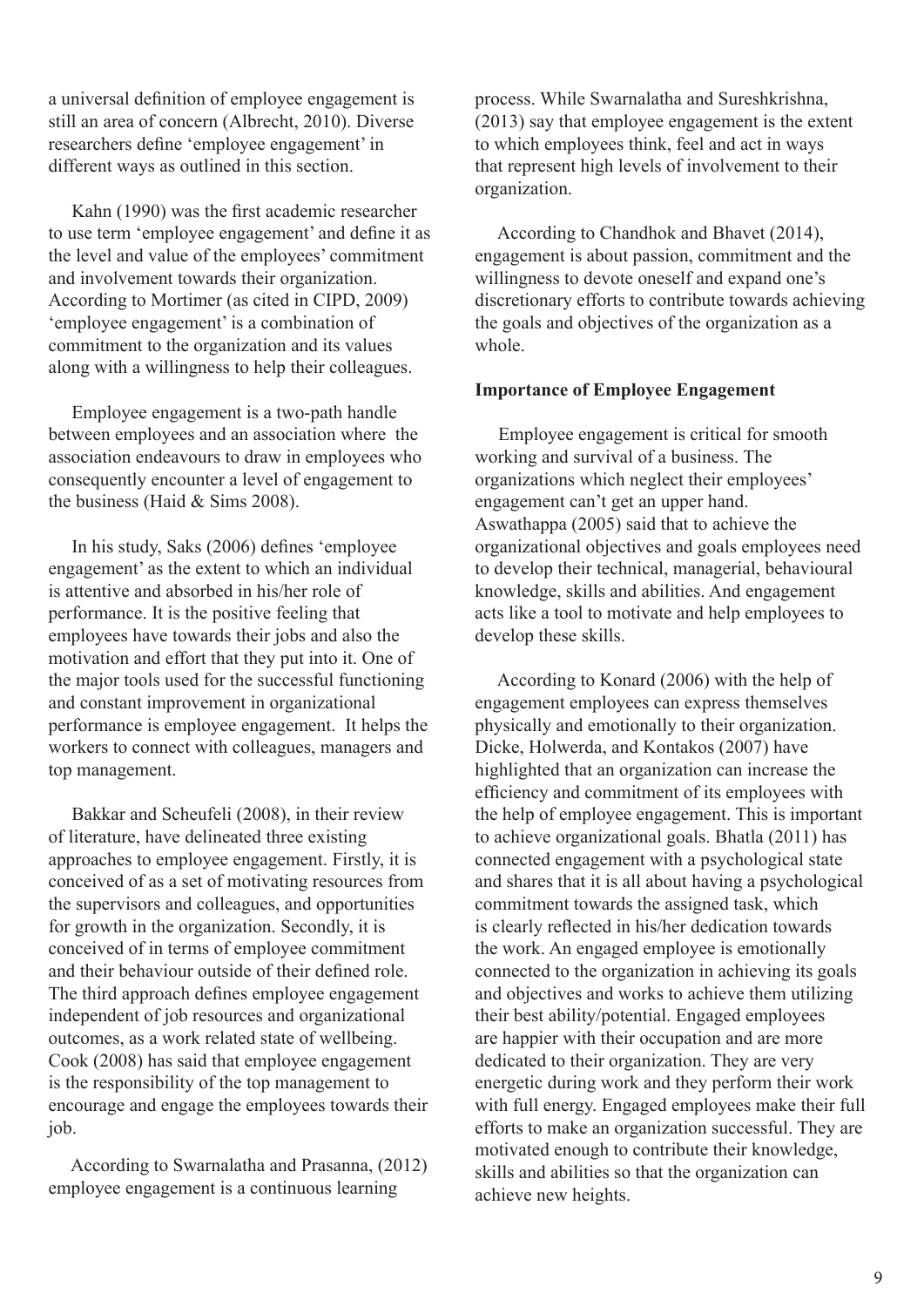a universal definition of employee engagement is still an area of concern (Albrecht, 2010). Diverse researchers define 'employee engagement' in different ways as outlined in this section.

Kahn (1990) was the first academic researcher to use term 'employee engagement' and define it as the level and value of the employees' commitment and involvement towards their organization. According to Mortimer (as cited in CIPD, 2009) 'employee engagement' is a combination of commitment to the organization and its values along with a willingness to help their colleagues.

Employee engagement is a two-path handle between employees and an association where the association endeavours to draw in employees who consequently encounter a level of engagement to the business (Haid & Sims 2008).

In his study, Saks (2006) defines 'employee engagement' as the extent to which an individual is attentive and absorbed in his/her role of performance. It is the positive feeling that employees have towards their jobs and also the motivation and effort that they put into it. One of the major tools used for the successful functioning and constant improvement in organizational performance is employee engagement. It helps the workers to connect with colleagues, managers and top management.

Bakkar and Scheufeli (2008), in their review of literature, have delineated three existing approaches to employee engagement. Firstly, it is conceived of as a set of motivating resources from the supervisors and colleagues, and opportunities for growth in the organization. Secondly, it is conceived of in terms of employee commitment and their behaviour outside of their defined role. The third approach defines employee engagement independent of job resources and organizational outcomes, as a work related state of wellbeing. Cook (2008) has said that employee engagement is the responsibility of the top management to encourage and engage the employees towards their job.

According to Swarnalatha and Prasanna, (2012) employee engagement is a continuous learning process. While Swarnalatha and Sureshkrishna, (2013) say that employee engagement is the extent to which employees think, feel and act in ways that represent high levels of involvement to their organization.

According to Chandhok and Bhavet (2014), engagement is about passion, commitment and the willingness to devote oneself and expand one's discretionary efforts to contribute towards achieving the goals and objectives of the organization as a whole.

**Importance of Employee Engagement**

Employee engagement is critical for smooth working and survival of a business. The organizations which neglect their employees' engagement can't get an upper hand. Aswathappa (2005) said that to achieve the organizational objectives and goals employees need to develop their technical, managerial, behavioural knowledge, skills and abilities. And engagement acts like a tool to motivate and help employees to develop these skills.

According to Konard (2006) with the help of engagement employees can express themselves physically and emotionally to their organization. Dicke, Holwerda, and Kontakos (2007) have highlighted that an organization can increase the efficiency and commitment of its employees with the help of employee engagement. This is important to achieve organizational goals. Bhatla (2011) has connected engagement with a psychological state and shares that it is all about having a psychological commitment towards the assigned task, which is clearly reflected in his/her dedication towards the work. An engaged employee is emotionally connected to the organization in achieving its goals and objectives and works to achieve them utilizing their best ability/potential. Engaged employees are happier with their occupation and are more dedicated to their organization. They are very energetic during work and they perform their work with full energy. Engaged employees make their full efforts to make an organization successful. They are motivated enough to contribute their knowledge, skills and abilities so that the organization can achieve new heights.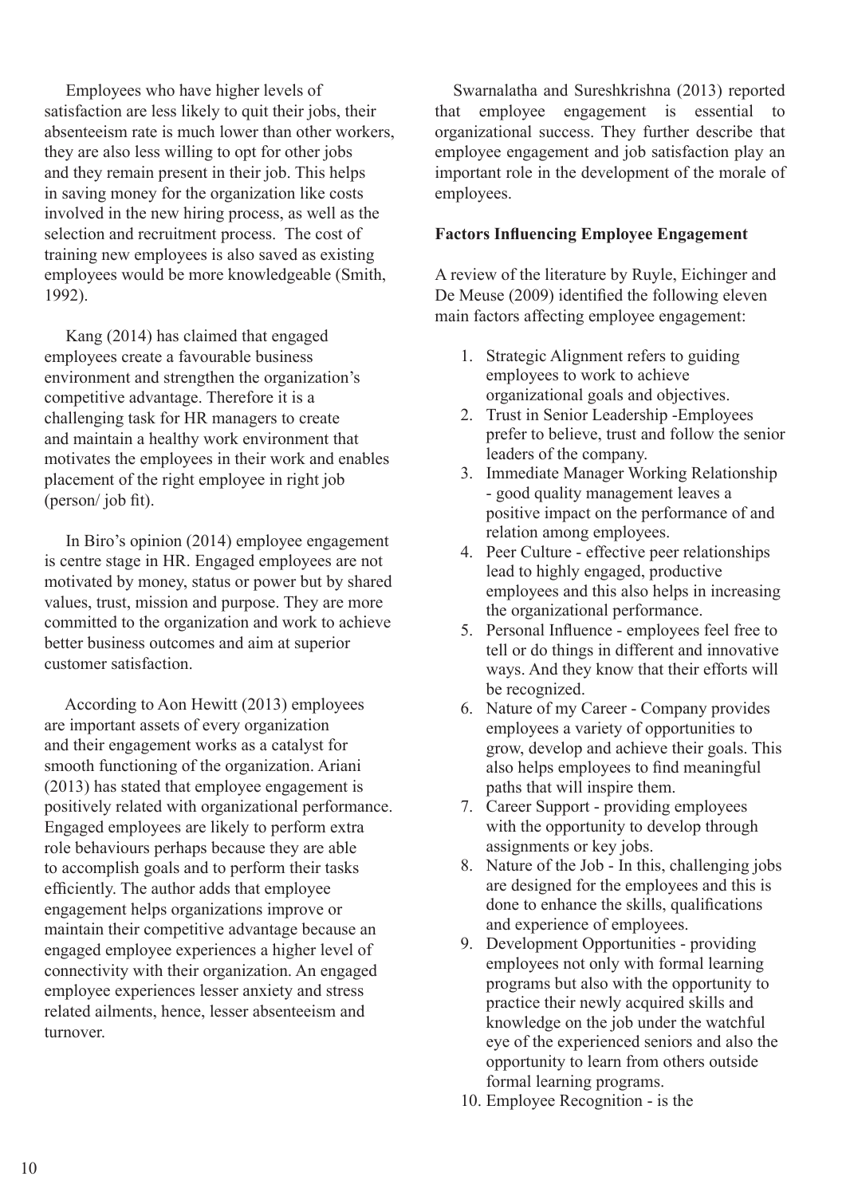Employees who have higher levels of satisfaction are less likely to quit their jobs, their absenteeism rate is much lower than other workers, they are also less willing to opt for other jobs and they remain present in their job. This helps in saving money for the organization like costs involved in the new hiring process, as well as the selection and recruitment process. The cost of training new employees is also saved as existing employees would be more knowledgeable (Smith, 1992).

Kang (2014) has claimed that engaged employees create a favourable business environment and strengthen the organization's competitive advantage. Therefore it is a challenging task for HR managers to create and maintain a healthy work environment that motivates the employees in their work and enables placement of the right employee in right job (person/ job fit).

In Biro's opinion (2014) employee engagement is centre stage in HR. Engaged employees are not motivated by money, status or power but by shared values, trust, mission and purpose. They are more committed to the organization and work to achieve better business outcomes and aim at superior customer satisfaction.

According to Aon Hewitt (2013) employees are important assets of every organization and their engagement works as a catalyst for smooth functioning of the organization. Ariani (2013) has stated that employee engagement is positively related with organizational performance. Engaged employees are likely to perform extra role behaviours perhaps because they are able to accomplish goals and to perform their tasks efficiently. The author adds that employee engagement helps organizations improve or maintain their competitive advantage because an engaged employee experiences a higher level of connectivity with their organization. An engaged employee experiences lesser anxiety and stress related ailments, hence, lesser absenteeism and turnover.

Swarnalatha and Sureshkrishna (2013) reported that employee engagement is essential to organizational success. They further describe that employee engagement and job satisfaction play an important role in the development of the morale of employees.

**Factors Influencing Employee Engagement**

A review of the literature by Ruyle, Eichinger and De Meuse (2009) identified the following eleven main factors affecting employee engagement:

1. Strategic Alignment refers to guiding employees to work to achieve organizational goals and objectives.
2. Trust in Senior Leadership -Employees prefer to believe, trust and follow the senior leaders of the company.
3. Immediate Manager Working Relationship - good quality management leaves a positive impact on the performance of and relation among employees.
4. Peer Culture - effective peer relationships lead to highly engaged, productive employees and this also helps in increasing the organizational performance.
5. Personal Influence - employees feel free to tell or do things in different and innovative ways. And they know that their efforts will be recognized.
6. Nature of my Career - Company provides employees a variety of opportunities to grow, develop and achieve their goals. This also helps employees to find meaningful paths that will inspire them.
7. Career Support - providing employees with the opportunity to develop through assignments or key jobs.
8. Nature of the Job - In this, challenging jobs are designed for the employees and this is done to enhance the skills, qualifications and experience of employees.
9. Development Opportunities - providing employees not only with formal learning programs but also with the opportunity to practice their newly acquired skills and knowledge on the job under the watchful eye of the experienced seniors and also the opportunity to learn from others outside formal learning programs.
10. Employee Recognition - is the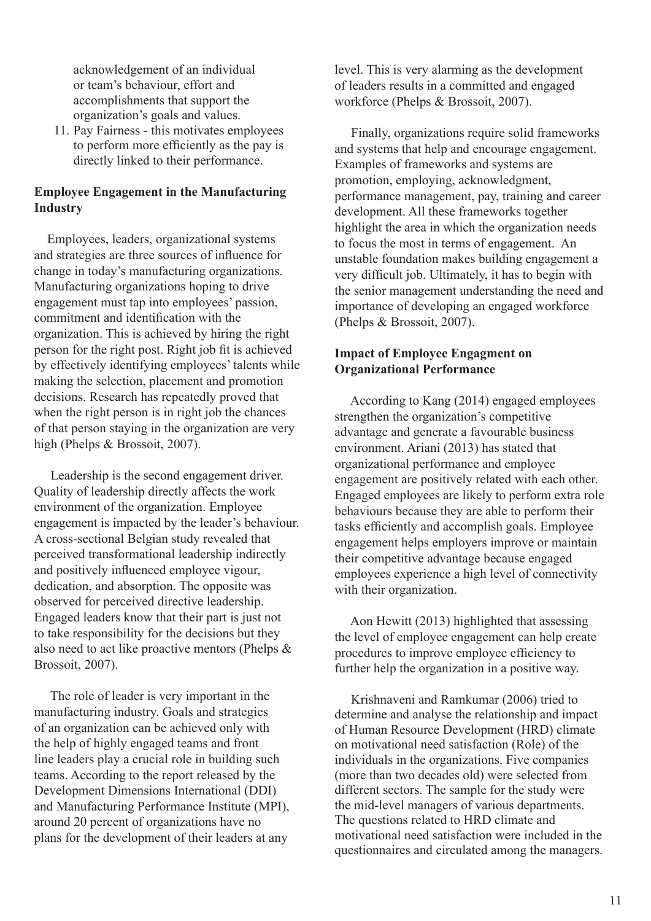acknowledgement of an individual or team's behaviour, effort and accomplishments that support the organization's goals and values.

11. Pay Fairness - this motivates employees to perform more efficiently as the pay is directly linked to their performance.

**Employee Engagement in the Manufacturing Industry**

Employees, leaders, organizational systems and strategies are three sources of influence for change in today's manufacturing organizations. Manufacturing organizations hoping to drive engagement must tap into employees' passion, commitment and identification with the organization. This is achieved by hiring the right person for the right post. Right job fit is achieved by effectively identifying employees' talents while making the selection, placement and promotion decisions. Research has repeatedly proved that when the right person is in right job the chances of that person staying in the organization are very high (Phelps & Brossoit, 2007).

Leadership is the second engagement driver. Quality of leadership directly affects the work environment of the organization. Employee engagement is impacted by the leader's behaviour. A cross-sectional Belgian study revealed that perceived transformational leadership indirectly and positively influenced employee vigour, dedication, and absorption. The opposite was observed for perceived directive leadership. Engaged leaders know that their part is just not to take responsibility for the decisions but they also need to act like proactive mentors (Phelps & Brossoit, 2007).

The role of leader is very important in the manufacturing industry. Goals and strategies of an organization can be achieved only with the help of highly engaged teams and front line leaders play a crucial role in building such teams. According to the report released by the Development Dimensions International (DDI) and Manufacturing Performance Institute (MPI), around 20 percent of organizations have no plans for the development of their leaders at any level. This is very alarming as the development of leaders results in a committed and engaged workforce (Phelps & Brossoit, 2007).

Finally, organizations require solid frameworks and systems that help and encourage engagement. Examples of frameworks and systems are promotion, employing, acknowledgment, performance management, pay, training and career development. All these frameworks together highlight the area in which the organization needs to focus the most in terms of engagement. An unstable foundation makes building engagement a very difficult job. Ultimately, it has to begin with the senior management understanding the need and importance of developing an engaged workforce (Phelps & Brossoit, 2007).

**Impact of Employee Engagment on Organizational Performance**

According to Kang (2014) engaged employees strengthen the organization's competitive advantage and generate a favourable business environment. Ariani (2013) has stated that organizational performance and employee engagement are positively related with each other. Engaged employees are likely to perform extra role behaviours because they are able to perform their tasks efficiently and accomplish goals. Employee engagement helps employers improve or maintain their competitive advantage because engaged employees experience a high level of connectivity with their organization.

Aon Hewitt (2013) highlighted that assessing the level of employee engagement can help create procedures to improve employee efficiency to further help the organization in a positive way.

Krishnaveni and Ramkumar (2006) tried to determine and analyse the relationship and impact of Human Resource Development (HRD) climate on motivational need satisfaction (Role) of the individuals in the organizations. Five companies (more than two decades old) were selected from different sectors. The sample for the study were the mid-level managers of various departments. The questions related to HRD climate and motivational need satisfaction were included in the questionnaires and circulated among the managers.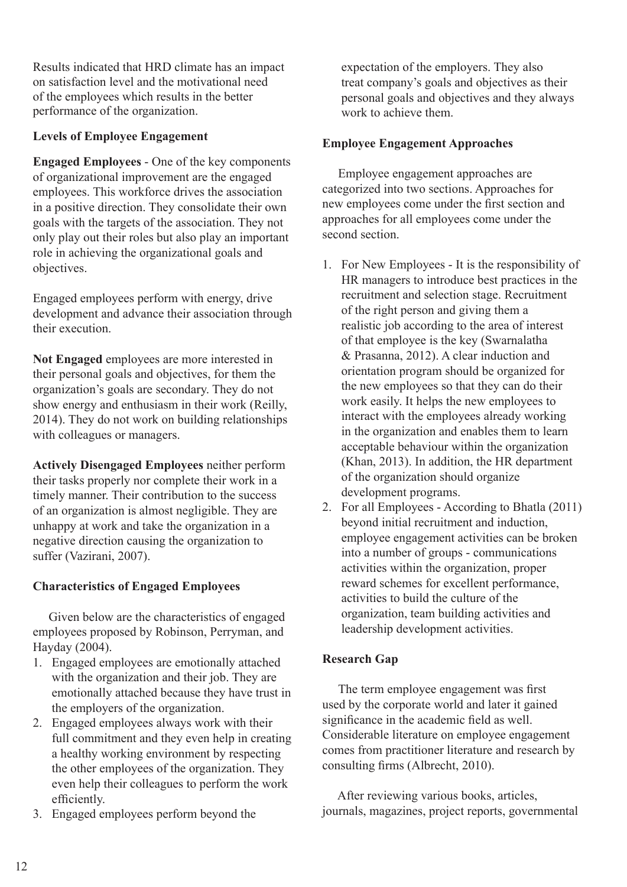Results indicated that HRD climate has an impact on satisfaction level and the motivational need of the employees which results in the better performance of the organization.

### Levels of Employee Engagement

**Engaged Employees** - One of the key components of organizational improvement are the engaged employees. This workforce drives the association in a positive direction. They consolidate their own goals with the targets of the association. They not only play out their roles but also play an important role in achieving the organizational goals and objectives.

Engaged employees perform with energy, drive development and advance their association through their execution.

**Not Engaged** employees are more interested in their personal goals and objectives, for them the organization's goals are secondary. They do not show energy and enthusiasm in their work (Reilly, 2014). They do not work on building relationships with colleagues or managers.

**Actively Disengaged Employees** neither perform their tasks properly nor complete their work in a timely manner. Their contribution to the success of an organization is almost negligible. They are unhappy at work and take the organization in a negative direction causing the organization to suffer (Vazirani, 2007).

### Characteristics of Engaged Employees

Given below are the characteristics of engaged employees proposed by Robinson, Perryman, and Hayday (2004).

1. Engaged employees are emotionally attached with the organization and their job. They are emotionally attached because they have trust in the employers of the organization.
2. Engaged employees always work with their full commitment and they even help in creating a healthy working environment by respecting the other employees of the organization. They even help their colleagues to perform the work efficiently.
3. Engaged employees perform beyond the expectation of the employers. They also treat company's goals and objectives as their personal goals and objectives and they always work to achieve them.

### Employee Engagement Approaches

Employee engagement approaches are categorized into two sections. Approaches for new employees come under the first section and approaches for all employees come under the second section.

1. For New Employees - It is the responsibility of HR managers to introduce best practices in the recruitment and selection stage. Recruitment of the right person and giving them a realistic job according to the area of interest of that employee is the key (Swarnalatha & Prasanna, 2012). A clear induction and orientation program should be organized for the new employees so that they can do their work easily. It helps the new employees to interact with the employees already working in the organization and enables them to learn acceptable behaviour within the organization (Khan, 2013). In addition, the HR department of the organization should organize development programs.
2. For all Employees - According to Bhatla (2011) beyond initial recruitment and induction, employee engagement activities can be broken into a number of groups - communications activities within the organization, proper reward schemes for excellent performance, activities to build the culture of the organization, team building activities and leadership development activities.

### Research Gap

The term employee engagement was first used by the corporate world and later it gained significance in the academic field as well. Considerable literature on employee engagement comes from practitioner literature and research by consulting firms (Albrecht, 2010).

After reviewing various books, articles, journals, magazines, project reports, governmental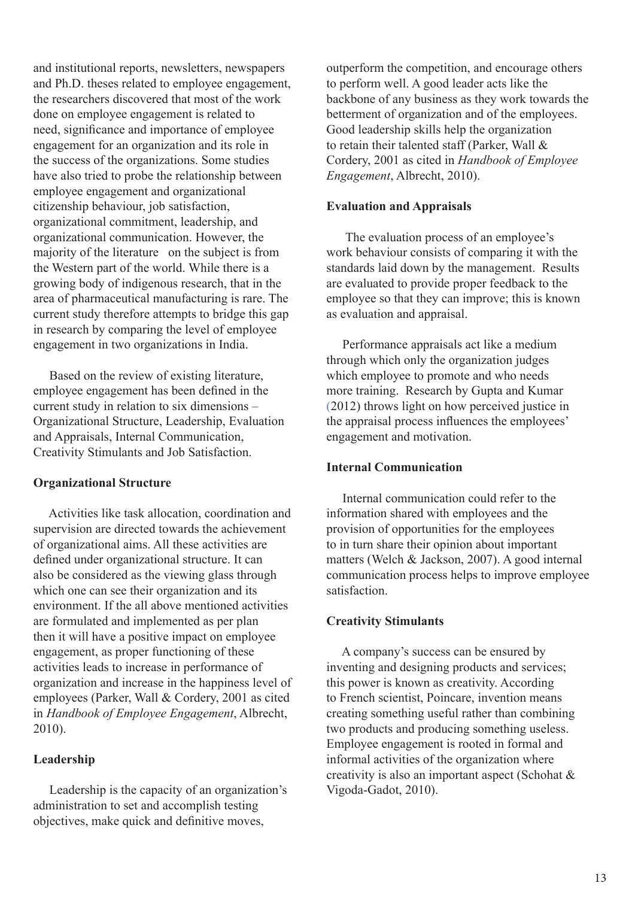and institutional reports, newsletters, newspapers and Ph.D. theses related to employee engagement, the researchers discovered that most of the work done on employee engagement is related to need, significance and importance of employee engagement for an organization and its role in the success of the organizations. Some studies have also tried to probe the relationship between employee engagement and organizational citizenship behaviour, job satisfaction, organizational commitment, leadership, and organizational communication. However, the majority of the literature on the subject is from the Western part of the world. While there is a growing body of indigenous research, that in the area of pharmaceutical manufacturing is rare. The current study therefore attempts to bridge this gap in research by comparing the level of employee engagement in two organizations in India.

Based on the review of existing literature, employee engagement has been defined in the current study in relation to six dimensions – Organizational Structure, Leadership, Evaluation and Appraisals, Internal Communication, Creativity Stimulants and Job Satisfaction.

**Organizational Structure**

Activities like task allocation, coordination and supervision are directed towards the achievement of organizational aims. All these activities are defined under organizational structure. It can also be considered as the viewing glass through which one can see their organization and its environment. If the all above mentioned activities are formulated and implemented as per plan then it will have a positive impact on employee engagement, as proper functioning of these activities leads to increase in performance of organization and increase in the happiness level of employees (Parker, Wall & Cordery, 2001 as cited in *Handbook of Employee Engagement*, Albrecht, 2010).

**Leadership**

Leadership is the capacity of an organization's administration to set and accomplish testing objectives, make quick and definitive moves, outperform the competition, and encourage others to perform well. A good leader acts like the backbone of any business as they work towards the betterment of organization and of the employees. Good leadership skills help the organization to retain their talented staff (Parker, Wall & Cordery, 2001 as cited in *Handbook of Employee Engagement*, Albrecht, 2010).

**Evaluation and Appraisals**

The evaluation process of an employee's work behaviour consists of comparing it with the standards laid down by the management. Results are evaluated to provide proper feedback to the employee so that they can improve; this is known as evaluation and appraisal.

Performance appraisals act like a medium through which only the organization judges which employee to promote and who needs more training. Research by Gupta and Kumar (2012) throws light on how perceived justice in the appraisal process influences the employees' engagement and motivation.

**Internal Communication**

Internal communication could refer to the information shared with employees and the provision of opportunities for the employees to in turn share their opinion about important matters (Welch & Jackson, 2007). A good internal communication process helps to improve employee satisfaction.

**Creativity Stimulants**

A company's success can be ensured by inventing and designing products and services; this power is known as creativity. According to French scientist, Poincare, invention means creating something useful rather than combining two products and producing something useless. Employee engagement is rooted in formal and informal activities of the organization where creativity is also an important aspect (Schohat & Vigoda-Gadot, 2010).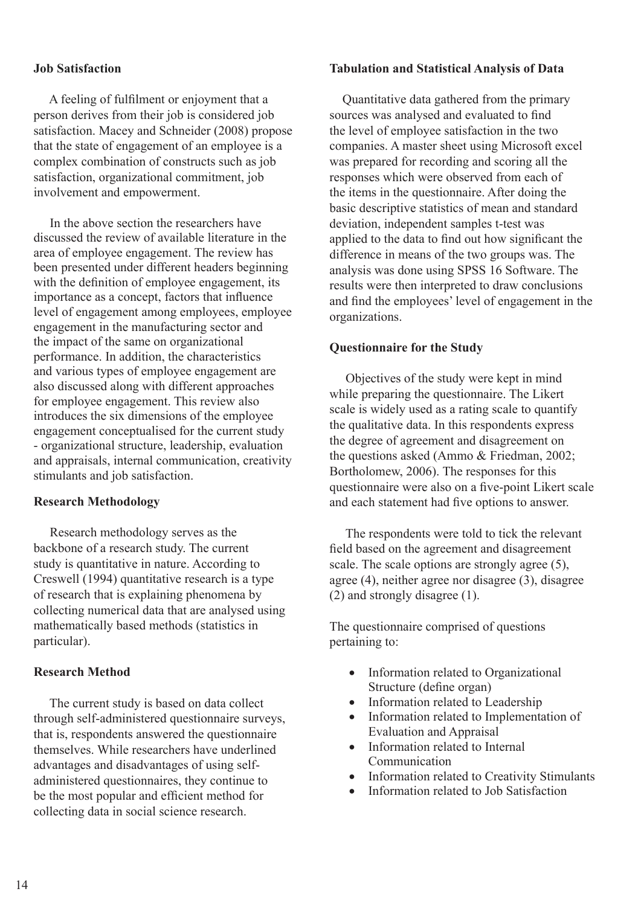### Job Satisfaction

A feeling of fulfilment or enjoyment that a person derives from their job is considered job satisfaction. Macey and Schneider (2008) propose that the state of engagement of an employee is a complex combination of constructs such as job satisfaction, organizational commitment, job involvement and empowerment.

In the above section the researchers have discussed the review of available literature in the area of employee engagement. The review has been presented under different headers beginning with the definition of employee engagement, its importance as a concept, factors that influence level of engagement among employees, employee engagement in the manufacturing sector and the impact of the same on organizational performance. In addition, the characteristics and various types of employee engagement are also discussed along with different approaches for employee engagement. This review also introduces the six dimensions of the employee engagement conceptualised for the current study - organizational structure, leadership, evaluation and appraisals, internal communication, creativity stimulants and job satisfaction.

## Research Methodology

Research methodology serves as the backbone of a research study. The current study is quantitative in nature. According to Creswell (1994) quantitative research is a type of research that is explaining phenomena by collecting numerical data that are analysed using mathematically based methods (statistics in particular).

### Research Method

The current study is based on data collect through self-administered questionnaire surveys, that is, respondents answered the questionnaire themselves. While researchers have underlined advantages and disadvantages of using self-administered questionnaires, they continue to be the most popular and efficient method for collecting data in social science research.

### Tabulation and Statistical Analysis of Data

Quantitative data gathered from the primary sources was analysed and evaluated to find the level of employee satisfaction in the two companies. A master sheet using Microsoft excel was prepared for recording and scoring all the responses which were observed from each of the items in the questionnaire. After doing the basic descriptive statistics of mean and standard deviation, independent samples t-test was applied to the data to find out how significant the difference in means of the two groups was. The analysis was done using SPSS 16 Software. The results were then interpreted to draw conclusions and find the employees' level of engagement in the organizations.

### Questionnaire for the Study

Objectives of the study were kept in mind while preparing the questionnaire. The Likert scale is widely used as a rating scale to quantify the qualitative data. In this respondents express the degree of agreement and disagreement on the questions asked (Ammo & Friedman, 2002; Bortholomew, 2006). The responses for this questionnaire were also on a five-point Likert scale and each statement had five options to answer.

The respondents were told to tick the relevant field based on the agreement and disagreement scale. The scale options are strongly agree (5), agree (4), neither agree nor disagree (3), disagree (2) and strongly disagree (1).

The questionnaire comprised of questions pertaining to:

- Information related to Organizational Structure (define organ)
- Information related to Leadership
- Information related to Implementation of Evaluation and Appraisal
- Information related to Internal Communication
- Information related to Creativity Stimulants
- Information related to Job Satisfaction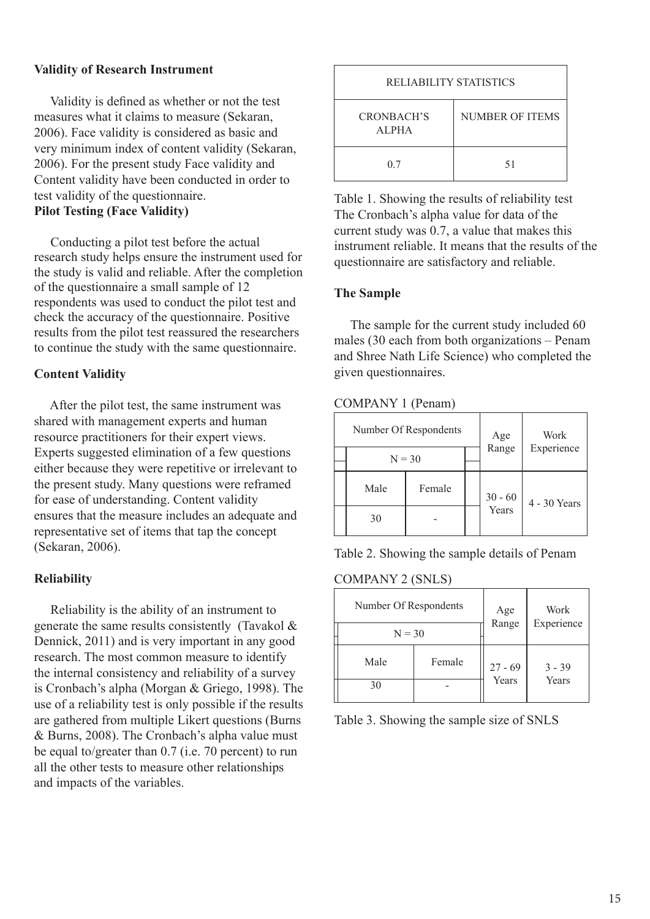### Validity of Research Instrument

Validity is defined as whether or not the test measures what it claims to measure (Sekaran, 2006). Face validity is considered as basic and very minimum index of content validity (Sekaran, 2006). For the present study Face validity and Content validity have been conducted in order to test validity of the questionnaire.

### Pilot Testing (Face Validity)

Conducting a pilot test before the actual research study helps ensure the instrument used for the study is valid and reliable. After the completion of the questionnaire a small sample of 12 respondents was used to conduct the pilot test and check the accuracy of the questionnaire. Positive results from the pilot test reassured the researchers to continue the study with the same questionnaire.

### Content Validity

After the pilot test, the same instrument was shared with management experts and human resource practitioners for their expert views. Experts suggested elimination of a few questions either because they were repetitive or irrelevant to the present study. Many questions were reframed for ease of understanding. Content validity ensures that the measure includes an adequate and representative set of items that tap the concept (Sekaran, 2006).

### Reliability

Reliability is the ability of an instrument to generate the same results consistently (Tavakol & Dennick, 2011) and is very important in any good research. The most common measure to identify the internal consistency and reliability of a survey is Cronbach's alpha (Morgan & Griego, 1998). The use of a reliability test is only possible if the results are gathered from multiple Likert questions (Burns & Burns, 2008). The Cronbach's alpha value must be equal to/greater than 0.7 (i.e. 70 percent) to run all the other tests to measure other relationships and impacts of the variables.

| RELIABILITY STATISTICS | |
|---|---|
| CRONBACH'S ALPHA | NUMBER OF ITEMS |
| 0.7 | 51 |

Table 1. Showing the results of reliability test

The Cronbach's alpha value for data of the current study was 0.7, a value that makes this instrument reliable. It means that the results of the questionnaire are satisfactory and reliable.

### The Sample

The sample for the current study included 60 males (30 each from both organizations – Penam and Shree Nath Life Science) who completed the given questionnaires.

COMPANY 1 (Penam)

| Number Of Respondents | | Age Range | Work Experience |
|---|---|---|---|
| N = 30 | | | |
| Male | Female | 30 - 60 Years | 4 - 30 Years |
| 30 | - | | |

Table 2. Showing the sample details of Penam

COMPANY 2 (SNLS)

| Number Of Respondents | | Age Range | Work Experience |
|---|---|---|---|
| N = 30 | | | |
| Male | Female | 27 - 69 Years | 3 - 39 Years |
| 30 | - | | |

Table 3. Showing the sample size of SNLS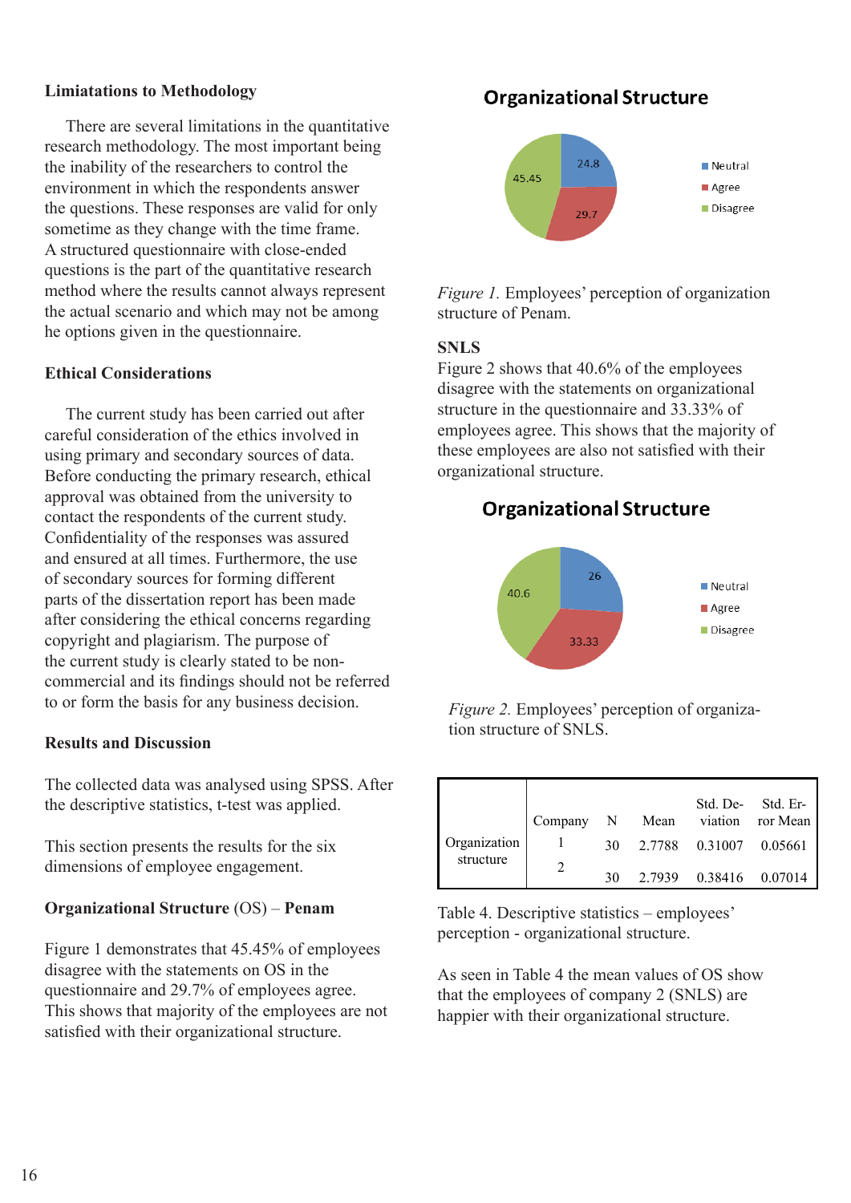### Limiatations to Methodology

There are several limitations in the quantitative research methodology. The most important being the inability of the researchers to control the environment in which the respondents answer the questions. These responses are valid for only sometime as they change with the time frame. A structured questionnaire with close-ended questions is the part of the quantitative research method where the results cannot always represent the actual scenario and which may not be among he options given in the questionnaire.

### Ethical Considerations

The current study has been carried out after careful consideration of the ethics involved in using primary and secondary sources of data. Before conducting the primary research, ethical approval was obtained from the university to contact the respondents of the current study. Confidentiality of the responses was assured and ensured at all times. Furthermore, the use of secondary sources for forming different parts of the dissertation report has been made after considering the ethical concerns regarding copyright and plagiarism. The purpose of the current study is clearly stated to be non-commercial and its findings should not be referred to or form the basis for any business decision.

### Results and Discussion

The collected data was analysed using SPSS. After the descriptive statistics, t-test was applied.

This section presents the results for the six dimensions of employee engagement.

### Organizational Structure (OS) – Penam

Figure 1 demonstrates that 45.45% of employees disagree with the statements on OS in the questionnaire and 29.7% of employees agree. This shows that majority of the employees are not satisfied with their organizational structure.

**Organizational Structure**

| Category | Value |
|---|---|
| Neutral | 24.8 |
| Agree | 29.7 |
| Disagree | 45.45 |

*Figure 1.* Employees' perception of organization structure of Penam.

### SNLS

Figure 2 shows that 40.6% of the employees disagree with the statements on organizational structure in the questionnaire and 33.33% of employees agree. This shows that the majority of these employees are also not satisfied with their organizational structure.

**Organizational Structure**

| Category | Value |
|---|---|
| Neutral | 26 |
| Agree | 33.33 |
| Disagree | 40.6 |

*Figure 2.* Employees' perception of organization structure of SNLS.

| | Company | N | Mean | Std. Deviation | Std. Error Mean |
|---|---|---|---|---|---|
| Organization structure | 1 | 30 | 2.7788 | 0.31007 | 0.05661 |
| | 2 | 30 | 2.7939 | 0.38416 | 0.07014 |

Table 4. Descriptive statistics – employees' perception - organizational structure.

As seen in Table 4 the mean values of OS show that the employees of company 2 (SNLS) are happier with their organizational structure.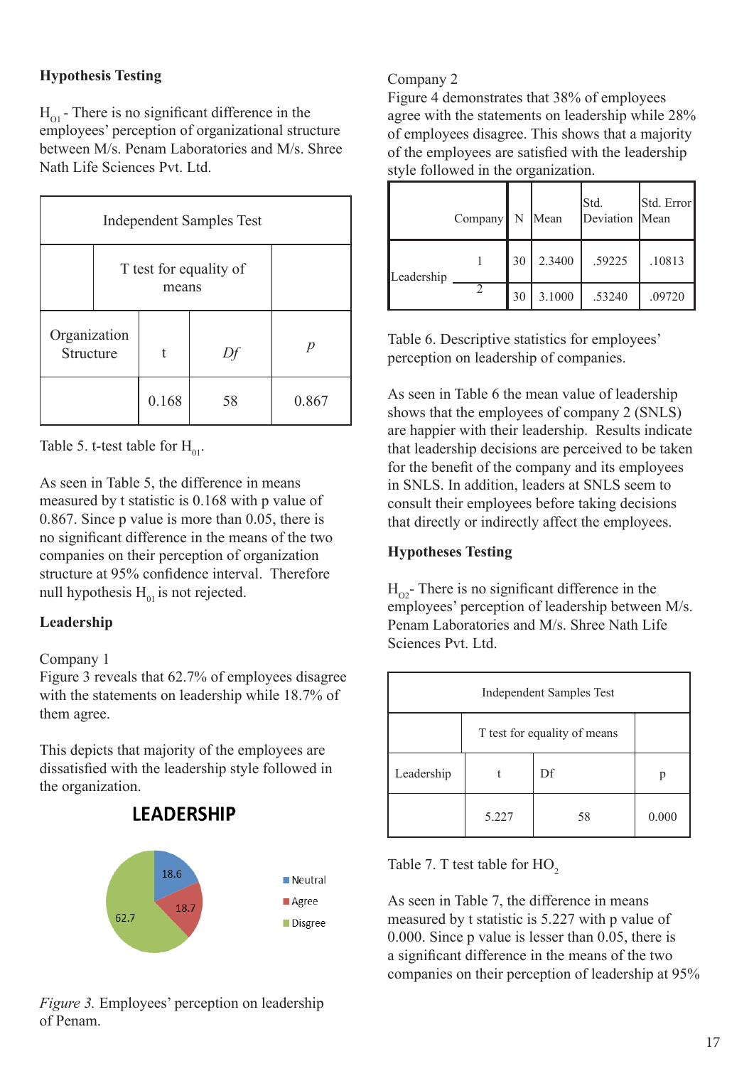### Hypothesis Testing

$H_{01}$ - There is no significant difference in the employees' perception of organizational structure between M/s. Penam Laboratories and M/s. Shree Nath Life Sciences Pvt. Ltd.

| Independent Samples Test | | | |
|---|---|---|---|
| | T test for equality of means | | |
| Organization Structure | t | *Df* | *p* |
| | 0.168 | 58 | 0.867 |

Table 5. t-test table for $H_{01}$.

As seen in Table 5, the difference in means measured by t statistic is 0.168 with p value of 0.867. Since p value is more than 0.05, there is no significant difference in the means of the two companies on their perception of organization structure at 95% confidence interval. Therefore null hypothesis $H_{01}$ is not rejected.

### Leadership

Company 1

Figure 3 reveals that 62.7% of employees disagree with the statements on leadership while 18.7% of them agree.

This depicts that majority of the employees are dissatisfied with the leadership style followed in the organization.

*Figure 3.* Employees' perception on leadership of Penam.

Company 2

Figure 4 demonstrates that 38% of employees agree with the statements on leadership while 28% of employees disagree. This shows that a majority of the employees are satisfied with the leadership style followed in the organization.

| | Company | N | Mean | Std. Deviation | Std. Error Mean |
|---|---|---|---|---|---|
| Leadership | 1 | 30 | 2.3400 | .59225 | .10813 |
| | 2 | 30 | 3.1000 | .53240 | .09720 |

Table 6. Descriptive statistics for employees' perception on leadership of companies.

As seen in Table 6 the mean value of leadership shows that the employees of company 2 (SNLS) are happier with their leadership. Results indicate that leadership decisions are perceived to be taken for the benefit of the company and its employees in SNLS. In addition, leaders at SNLS seem to consult their employees before taking decisions that directly or indirectly affect the employees.

### Hypotheses Testing

$H_{02}$- There is no significant difference in the employees' perception of leadership between M/s. Penam Laboratories and M/s. Shree Nath Life Sciences Pvt. Ltd.

| Independent Samples Test | | | |
|---|---|---|---|
| | T test for equality of means | | |
| Leadership | t | Df | p |
| | 5.227 | 58 | 0.000 |

Table 7. T test table for $HO_2$

As seen in Table 7, the difference in means measured by t statistic is 5.227 with p value of 0.000. Since p value is lesser than 0.05, there is a significant difference in the means of the two companies on their perception of leadership at 95%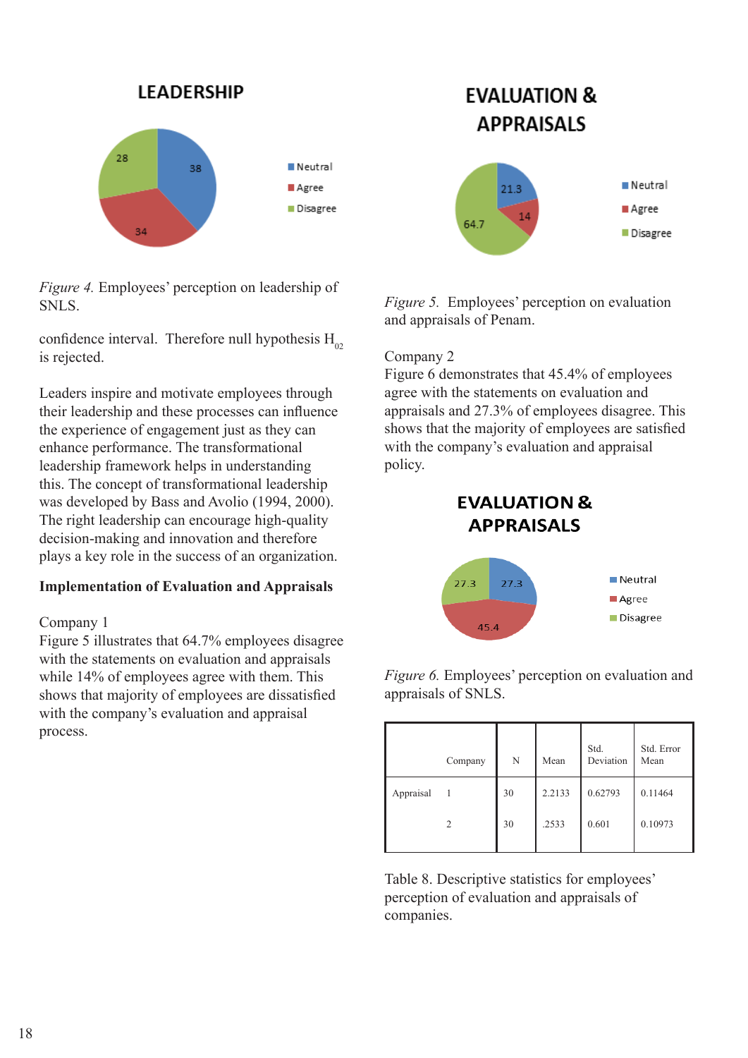LEADERSHIP

*Figure 4.* Employees' perception on leadership of SNLS.

confidence interval. Therefore null hypothesis $H_{02}$ is rejected.

Leaders inspire and motivate employees through their leadership and these processes can influence the experience of engagement just as they can enhance performance. The transformational leadership framework helps in understanding this. The concept of transformational leadership was developed by Bass and Avolio (1994, 2000). The right leadership can encourage high-quality decision-making and innovation and therefore plays a key role in the success of an organization.

**Implementation of Evaluation and Appraisals**

Company 1
Figure 5 illustrates that 64.7% employees disagree with the statements on evaluation and appraisals while 14% of employees agree with them. This shows that majority of employees are dissatisfied with the company's evaluation and appraisal process.

EVALUATION & APPRAISALS

*Figure 5.* Employees' perception on evaluation and appraisals of Penam.

Company 2
Figure 6 demonstrates that 45.4% of employees agree with the statements on evaluation and appraisals and 27.3% of employees disagree. This shows that the majority of employees are satisfied with the company's evaluation and appraisal policy.

EVALUATION & APPRAISALS

*Figure 6.* Employees' perception on evaluation and appraisals of SNLS.

| | Company | N | Mean | Std. Deviation | Std. Error Mean |
|---|---|---|---|---|---|
| Appraisal | 1 | 30 | 2.2133 | 0.62793 | 0.11464 |
| | 2 | 30 | .2533 | 0.601 | 0.10973 |

Table 8. Descriptive statistics for employees' perception of evaluation and appraisals of companies.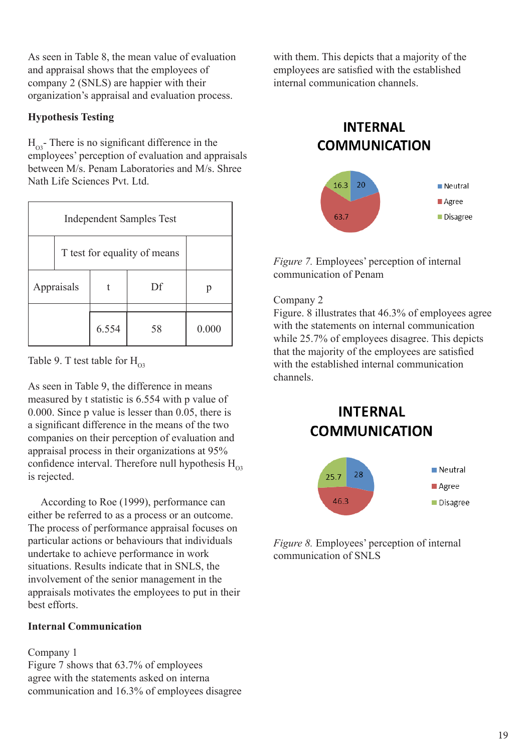As seen in Table 8, the mean value of evaluation and appraisal shows that the employees of company 2 (SNLS) are happier with their organization's appraisal and evaluation process.

**Hypothesis Testing**

$H_{O3}$- There is no significant difference in the employees' perception of evaluation and appraisals between M/s. Penam Laboratories and M/s. Shree Nath Life Sciences Pvt. Ltd.

| Independent Samples Test | | | |
|---|---|---|---|
| | T test for equality of means | | |
| Appraisals | t | Df | p |
| | 6.554 | 58 | 0.000 |

Table 9. T test table for $H_{O3}$

As seen in Table 9, the difference in means measured by t statistic is 6.554 with p value of 0.000. Since p value is lesser than 0.05, there is a significant difference in the means of the two companies on their perception of evaluation and appraisal process in their organizations at 95% confidence interval. Therefore null hypothesis $H_{O3}$ is rejected.

According to Roe (1999), performance can either be referred to as a process or an outcome. The process of performance appraisal focuses on particular actions or behaviours that individuals undertake to achieve performance in work situations. Results indicate that in SNLS, the involvement of the senior management in the appraisals motivates the employees to put in their best efforts.

**Internal Communication**

Company 1
Figure 7 shows that 63.7% of employees agree with the statements asked on interna communication and 16.3% of employees disagree with them. This depicts that a majority of the employees are satisfied with the established internal communication channels.

*Figure 7.* Employees' perception of internal communication of Penam

Company 2
Figure. 8 illustrates that 46.3% of employees agree with the statements on internal communication while 25.7% of employees disagree. This depicts that the majority of the employees are satisfied with the established internal communication channels.

*Figure 8.* Employees' perception of internal communication of SNLS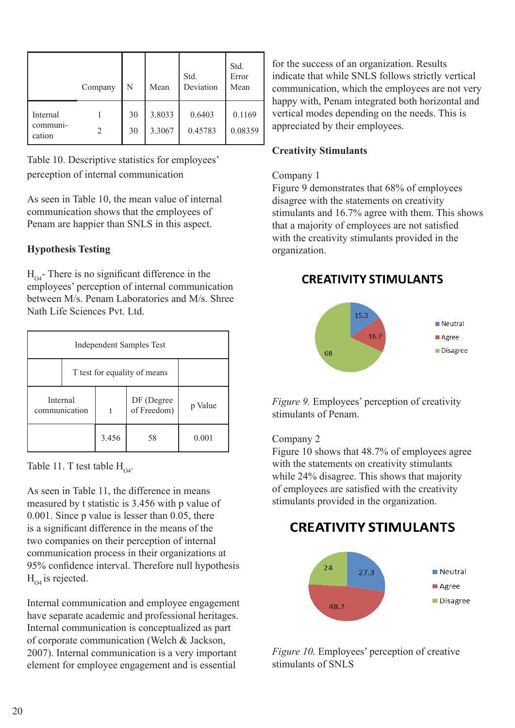| | Company | N | Mean | Std. Deviation | Std. Error Mean |
|---|---|---|---|---|---|
| Internal communi-cation | 1 | 30 | 3.8033 | 0.6403 | 0.1169 |
| | 2 | 30 | 3.3067 | 0.45783 | 0.08359 |

Table 10. Descriptive statistics for employees' perception of internal communication

As seen in Table 10, the mean value of internal communication shows that the employees of Penam are happier than SNLS in this aspect.

**Hypothesis Testing**

$H_{O4}$- There is no significant difference in the employees' perception of internal communication between M/s. Penam Laboratories and M/s. Shree Nath Life Sciences Pvt. Ltd.

| Independent Samples Test | | | |
|---|---|---|---|
| | T test for equality of means | | |
| Internal communication | t | DF (Degree of Freedom) | p Value |
| | 3.456 | 58 | 0.001 |

Table 11. T test table $H_{O4}$.

As seen in Table 11, the difference in means measured by t statistic is 3.456 with p value of 0.001. Since p value is lesser than 0.05, there is a significant difference in the means of the two companies on their perception of internal communication process in their organizations at 95% confidence interval. Therefore null hypothesis $H_{O4}$ is rejected.

Internal communication and employee engagement have separate academic and professional heritages. Internal communication is conceptualized as part of corporate communication (Welch & Jackson, 2007). Internal communication is a very important element for employee engagement and is essential for the success of an organization. Results indicate that while SNLS follows strictly vertical communication, which the employees are not very happy with, Penam integrated both horizontal and vertical modes depending on the needs. This is appreciated by their employees.

**Creativity Stimulants**

Company 1

Figure 9 demonstrates that 68% of employees disagree with the statements on creativity stimulants and 16.7% agree with them. This shows that a majority of employees are not satisfied with the creativity stimulants provided in the organization.

*Figure 9.* Employees' perception of creativity stimulants of Penam.

Company 2

Figure 10 shows that 48.7% of employees agree with the statements on creativity stimulants while 24% disagree. This shows that majority of employees are satisfied with the creativity stimulants provided in the organization.

*Figure 10.* Employees' perception of creative stimulants of SNLS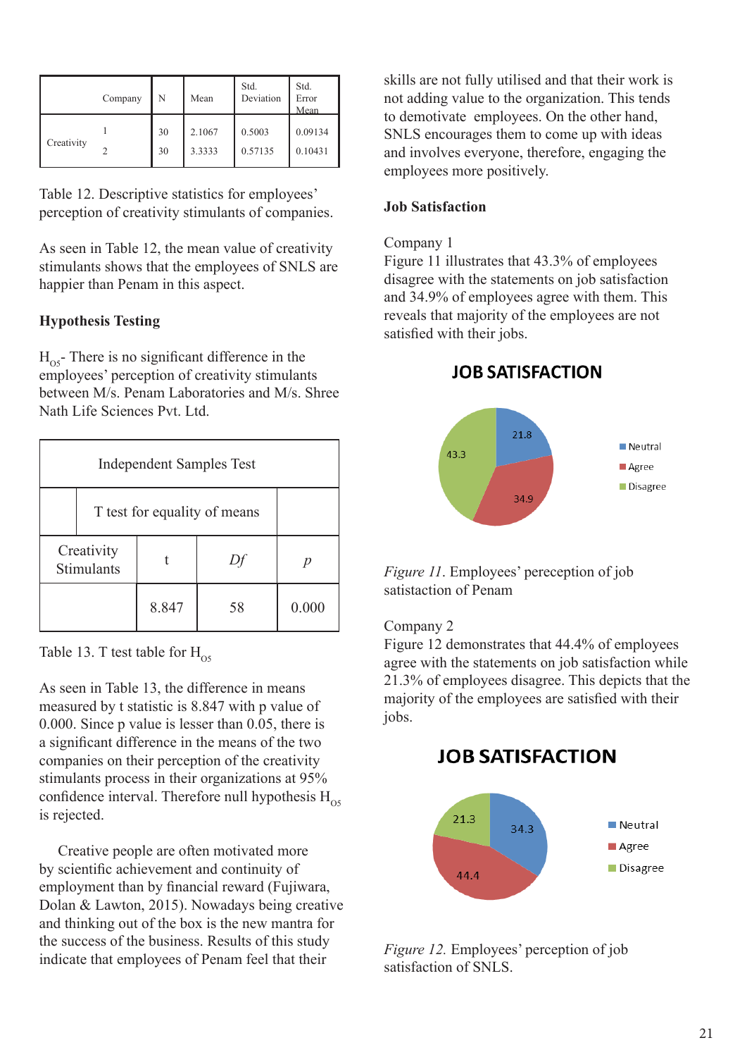| | Company | N | Mean | Std. Deviation | Std. Error Mean |
|---|---|---|---|---|---|
| Creativity | 1 | 30 | 2.1067 | 0.5003 | 0.09134 |
| | 2 | 30 | 3.3333 | 0.57135 | 0.10431 |

Table 12. Descriptive statistics for employees' perception of creativity stimulants of companies.

As seen in Table 12, the mean value of creativity stimulants shows that the employees of SNLS are happier than Penam in this aspect.

**Hypothesis Testing**

$H_{O5}$- There is no significant difference in the employees' perception of creativity stimulants between M/s. Penam Laboratories and M/s. Shree Nath Life Sciences Pvt. Ltd.

| Independent Samples Test | | | |
|---|---|---|---|
| | T test for equality of means | | |
| Creativity Stimulants | t | *Df* | *p* |
| | 8.847 | 58 | 0.000 |

Table 13. T test table for $H_{O5}$

As seen in Table 13, the difference in means measured by t statistic is 8.847 with p value of 0.000. Since p value is lesser than 0.05, there is a significant difference in the means of the two companies on their perception of the creativity stimulants process in their organizations at 95% confidence interval. Therefore null hypothesis $H_{O5}$ is rejected.

Creative people are often motivated more by scientific achievement and continuity of employment than by financial reward (Fujiwara, Dolan & Lawton, 2015). Nowadays being creative and thinking out of the box is the new mantra for the success of the business. Results of this study indicate that employees of Penam feel that their skills are not fully utilised and that their work is not adding value to the organization. This tends to demotivate employees. On the other hand, SNLS encourages them to come up with ideas and involves everyone, therefore, engaging the employees more positively.

**Job Satisfaction**

Company 1
Figure 11 illustrates that 43.3% of employees disagree with the statements on job satisfaction and 34.9% of employees agree with them. This reveals that majority of the employees are not satisfied with their jobs.

JOB SATISFACTION

| Category | Value |
|---|---|
| Neutral | 21.8 |
| Agree | 34.9 |
| Disagree | 43.3 |

*Figure 11.* Employees' pereception of job satisfaction of Penam

Company 2
Figure 12 demonstrates that 44.4% of employees agree with the statements on job satisfaction while 21.3% of employees disagree. This depicts that the majority of the employees are satisfied with their jobs.

JOB SATISFACTION

| Category | Value |
|---|---|
| Neutral | 34.3 |
| Agree | 44.4 |
| Disagree | 21.3 |

*Figure 12.* Employees' perception of job satisfaction of SNLS.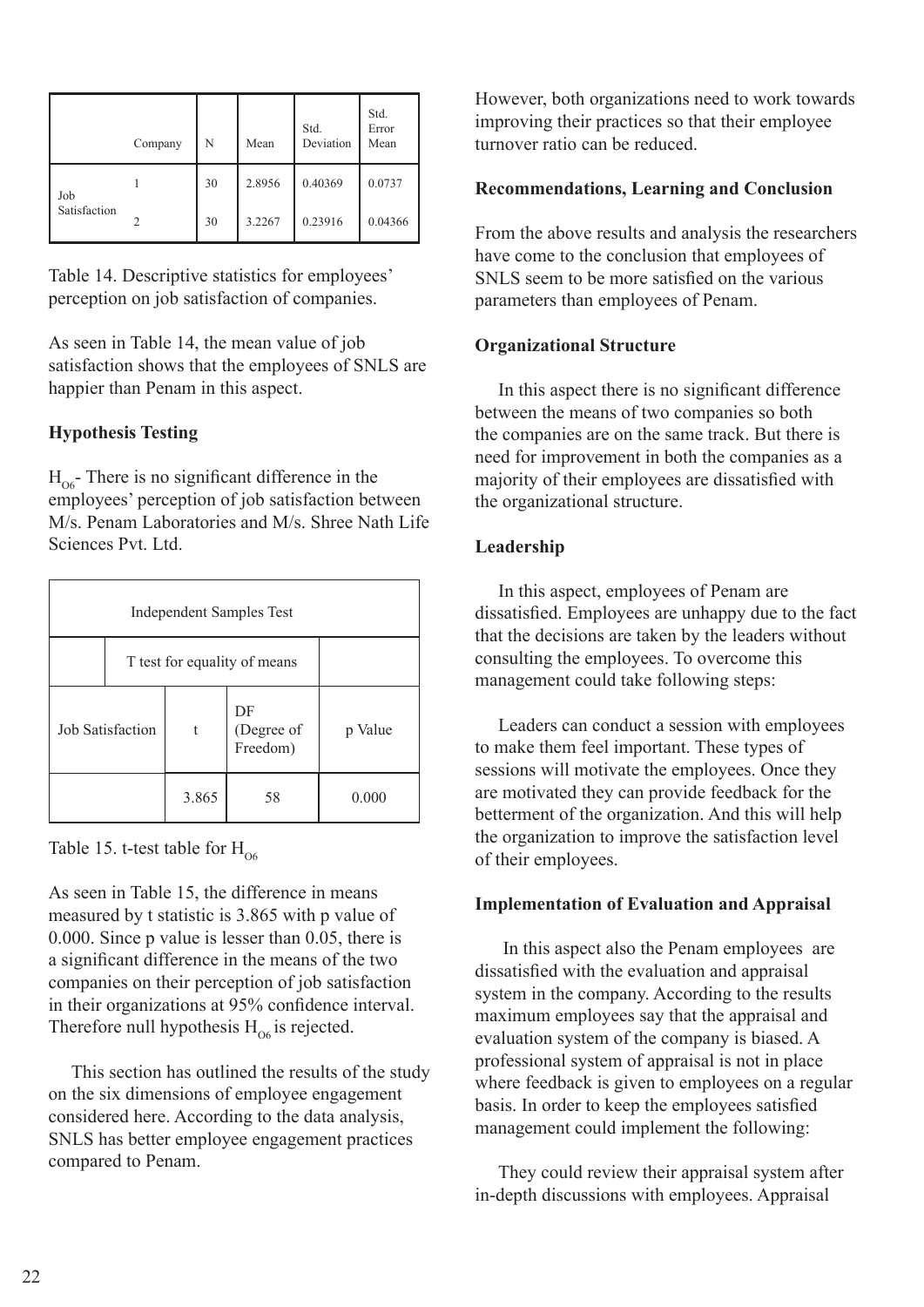| | Company | N | Mean | Std. Deviation | Std. Error Mean |
|---|---|---|---|---|---|
| Job Satisfaction | 1 | 30 | 2.8956 | 0.40369 | 0.0737 |
| | 2 | 30 | 3.2267 | 0.23916 | 0.04366 |

Table 14. Descriptive statistics for employees' perception on job satisfaction of companies.

As seen in Table 14, the mean value of job satisfaction shows that the employees of SNLS are happier than Penam in this aspect.

### Hypothesis Testing

$H_{O6}$- There is no significant difference in the employees' perception of job satisfaction between M/s. Penam Laboratories and M/s. Shree Nath Life Sciences Pvt. Ltd.

| Independent Samples Test | | | |
|---|---|---|---|
| | T test for equality of means | | |
| Job Satisfaction | t | DF (Degree of Freedom) | p Value |
| | 3.865 | 58 | 0.000 |

Table 15. t-test table for $H_{O6}$

As seen in Table 15, the difference in means measured by t statistic is 3.865 with p value of 0.000. Since p value is lesser than 0.05, there is a significant difference in the means of the two companies on their perception of job satisfaction in their organizations at 95% confidence interval. Therefore null hypothesis $H_{O6}$ is rejected.

This section has outlined the results of the study on the six dimensions of employee engagement considered here. According to the data analysis, SNLS has better employee engagement practices compared to Penam.

However, both organizations need to work towards improving their practices so that their employee turnover ratio can be reduced.

### Recommendations, Learning and Conclusion

From the above results and analysis the researchers have come to the conclusion that employees of SNLS seem to be more satisfied on the various parameters than employees of Penam.

#### Organizational Structure

In this aspect there is no significant difference between the means of two companies so both the companies are on the same track. But there is need for improvement in both the companies as a majority of their employees are dissatisfied with the organizational structure.

#### Leadership

In this aspect, employees of Penam are dissatisfied. Employees are unhappy due to the fact that the decisions are taken by the leaders without consulting the employees. To overcome this management could take following steps:

Leaders can conduct a session with employees to make them feel important. These types of sessions will motivate the employees. Once they are motivated they can provide feedback for the betterment of the organization. And this will help the organization to improve the satisfaction level of their employees.

#### Implementation of Evaluation and Appraisal

In this aspect also the Penam employees are dissatisfied with the evaluation and appraisal system in the company. According to the results maximum employees say that the appraisal and evaluation system of the company is biased. A professional system of appraisal is not in place where feedback is given to employees on a regular basis. In order to keep the employees satisfied management could implement the following:

They could review their appraisal system after in-depth discussions with employees. Appraisal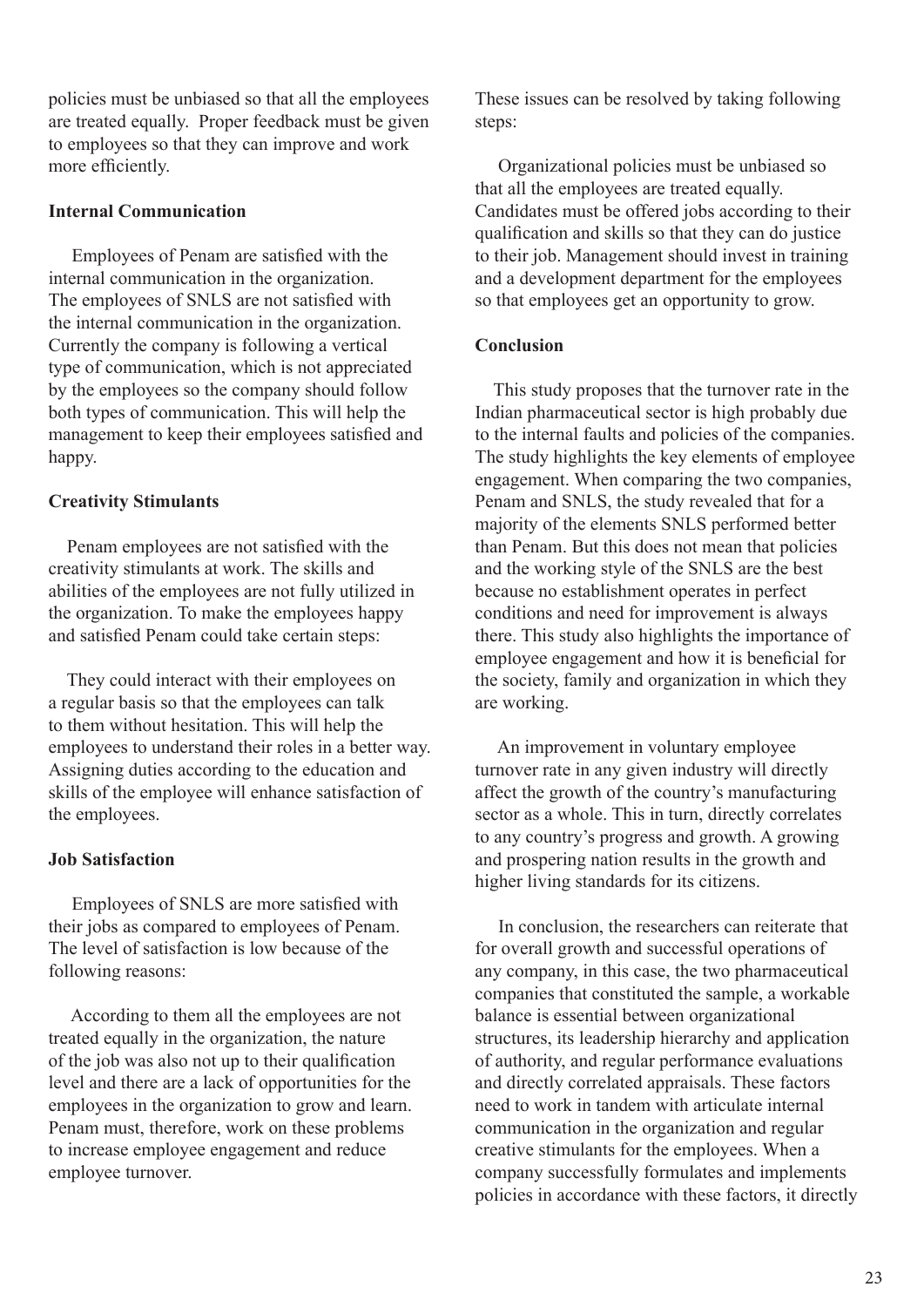policies must be unbiased so that all the employees are treated equally. Proper feedback must be given to employees so that they can improve and work more efficiently.

### Internal Communication

Employees of Penam are satisfied with the internal communication in the organization. The employees of SNLS are not satisfied with the internal communication in the organization. Currently the company is following a vertical type of communication, which is not appreciated by the employees so the company should follow both types of communication. This will help the management to keep their employees satisfied and happy.

### Creativity Stimulants

Penam employees are not satisfied with the creativity stimulants at work. The skills and abilities of the employees are not fully utilized in the organization. To make the employees happy and satisfied Penam could take certain steps:

They could interact with their employees on a regular basis so that the employees can talk to them without hesitation. This will help the employees to understand their roles in a better way. Assigning duties according to the education and skills of the employee will enhance satisfaction of the employees.

### Job Satisfaction

Employees of SNLS are more satisfied with their jobs as compared to employees of Penam. The level of satisfaction is low because of the following reasons:

According to them all the employees are not treated equally in the organization, the nature of the job was also not up to their qualification level and there are a lack of opportunities for the employees in the organization to grow and learn. Penam must, therefore, work on these problems to increase employee engagement and reduce employee turnover.

These issues can be resolved by taking following steps:

Organizational policies must be unbiased so that all the employees are treated equally. Candidates must be offered jobs according to their qualification and skills so that they can do justice to their job. Management should invest in training and a development department for the employees so that employees get an opportunity to grow.

### Conclusion

This study proposes that the turnover rate in the Indian pharmaceutical sector is high probably due to the internal faults and policies of the companies. The study highlights the key elements of employee engagement. When comparing the two companies, Penam and SNLS, the study revealed that for a majority of the elements SNLS performed better than Penam. But this does not mean that policies and the working style of the SNLS are the best because no establishment operates in perfect conditions and need for improvement is always there. This study also highlights the importance of employee engagement and how it is beneficial for the society, family and organization in which they are working.

An improvement in voluntary employee turnover rate in any given industry will directly affect the growth of the country's manufacturing sector as a whole. This in turn, directly correlates to any country's progress and growth. A growing and prospering nation results in the growth and higher living standards for its citizens.

In conclusion, the researchers can reiterate that for overall growth and successful operations of any company, in this case, the two pharmaceutical companies that constituted the sample, a workable balance is essential between organizational structures, its leadership hierarchy and application of authority, and regular performance evaluations and directly correlated appraisals. These factors need to work in tandem with articulate internal communication in the organization and regular creative stimulants for the employees. When a company successfully formulates and implements policies in accordance with these factors, it directly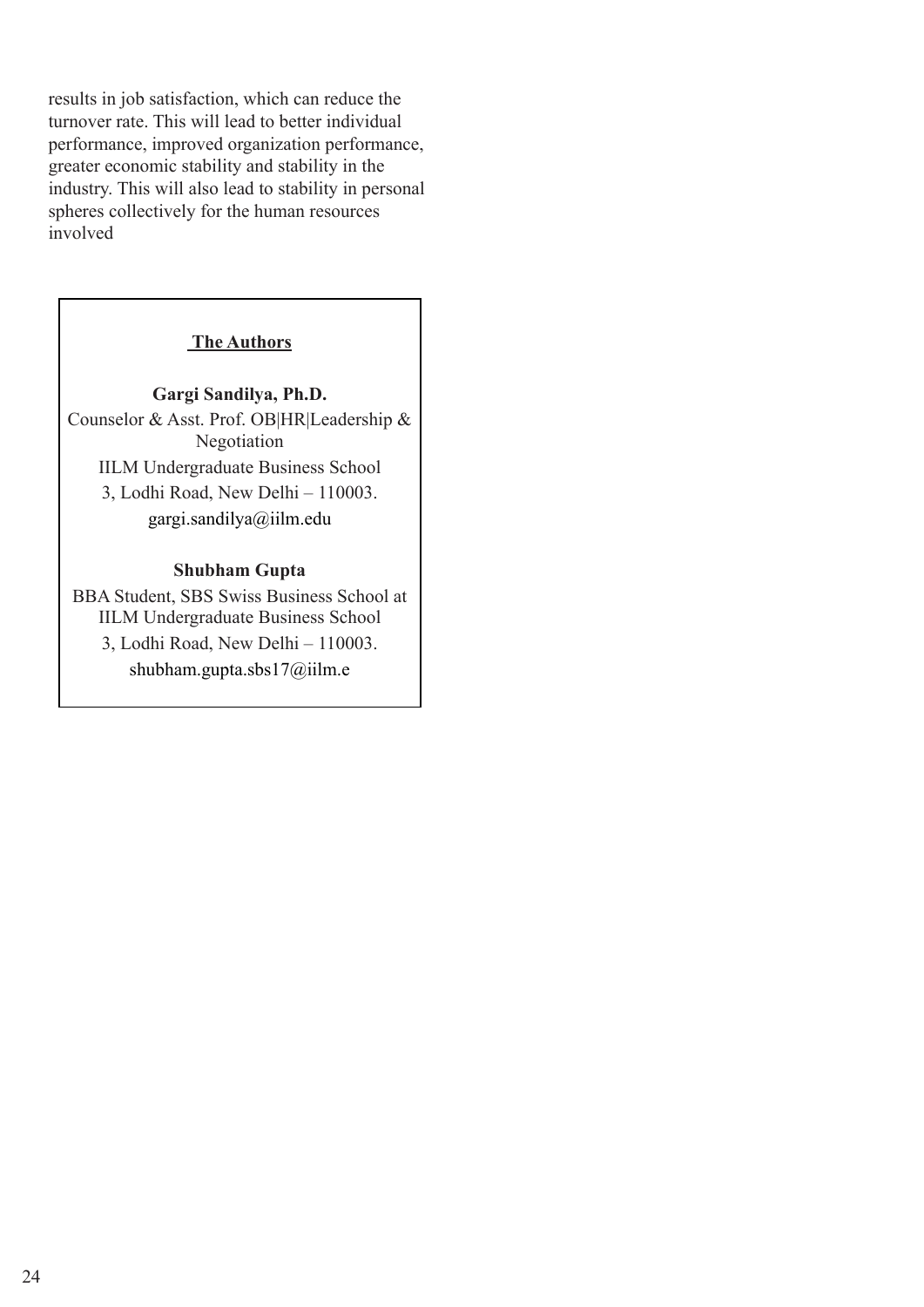results in job satisfaction, which can reduce the turnover rate. This will lead to better individual performance, improved organization performance, greater economic stability and stability in the industry. This will also lead to stability in personal spheres collectively for the human resources involved

**The Authors**

**Gargi Sandilya, Ph.D.**

Counselor & Asst. Prof. OB|HR|Leadership & Negotiation

IILM Undergraduate Business School

3, Lodhi Road, New Delhi – 110003.

gargi.sandilya@iilm.edu

**Shubham Gupta**

BBA Student, SBS Swiss Business School at IILM Undergraduate Business School

3, Lodhi Road, New Delhi – 110003.

shubham.gupta.sbs17@iilm.e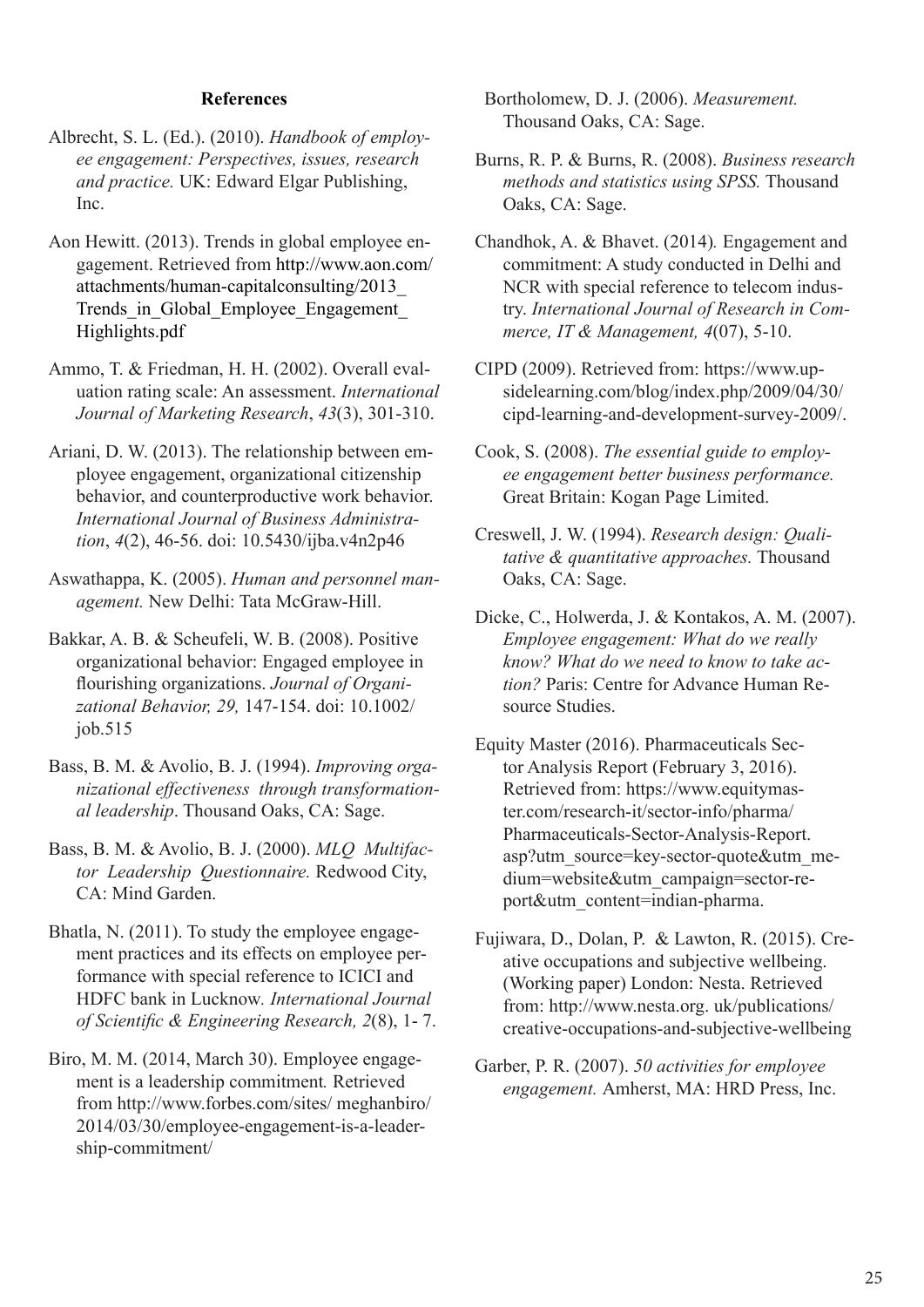## References

Albrecht, S. L. (Ed.). (2010). *Handbook of employee engagement: Perspectives, issues, research and practice.* UK: Edward Elgar Publishing, Inc.

Aon Hewitt. (2013). Trends in global employee engagement. Retrieved from http://www.aon.com/attachments/human-capitalconsulting/2013_Trends_in_Global_Employee_Engagement_Highlights.pdf

Ammo, T. & Friedman, H. H. (2002). Overall evaluation rating scale: An assessment. *International Journal of Marketing Research*, *43*(3), 301-310.

Ariani, D. W. (2013). The relationship between employee engagement, organizational citizenship behavior, and counterproductive work behavior. *International Journal of Business Administration*, *4*(2), 46-56. doi: 10.5430/ijba.v4n2p46

Aswathappa, K. (2005). *Human and personnel management.* New Delhi: Tata McGraw-Hill.

Bakkar, A. B. & Scheufeli, W. B. (2008). Positive organizational behavior: Engaged employee in flourishing organizations. *Journal of Organizational Behavior, 29,* 147-154. doi: 10.1002/job.515

Bass, B. M. & Avolio, B. J. (1994). *Improving organizational effectiveness through transformational leadership*. Thousand Oaks, CA: Sage.

Bass, B. M. & Avolio, B. J. (2000). *MLQ Multifactor Leadership Questionnaire.* Redwood City, CA: Mind Garden.

Bhatla, N. (2011). To study the employee engagement practices and its effects on employee performance with special reference to ICICI and HDFC bank in Lucknow. *International Journal of Scientific & Engineering Research, 2*(8), 1- 7.

Biro, M. M. (2014, March 30). Employee engagement is a leadership commitment. Retrieved from http://www.forbes.com/sites/ meghanbiro/2014/03/30/employee-engagement-is-a-leadership-commitment/

Bortholomew, D. J. (2006). *Measurement.* Thousand Oaks, CA: Sage.

Burns, R. P. & Burns, R. (2008). *Business research methods and statistics using SPSS.* Thousand Oaks, CA: Sage.

Chandhok, A. & Bhavet. (2014). Engagement and commitment: A study conducted in Delhi and NCR with special reference to telecom industry. *International Journal of Research in Commerce, IT & Management, 4*(07), 5-10.

CIPD (2009). Retrieved from: https://www.upsidelearning.com/blog/index.php/2009/04/30/cipd-learning-and-development-survey-2009/.

Cook, S. (2008). *The essential guide to employee engagement better business performance.* Great Britain: Kogan Page Limited.

Creswell, J. W. (1994). *Research design: Qualitative & quantitative approaches.* Thousand Oaks, CA: Sage.

Dicke, C., Holwerda, J. & Kontakos, A. M. (2007). *Employee engagement: What do we really know? What do we need to know to take action?* Paris: Centre for Advance Human Resource Studies.

Equity Master (2016). Pharmaceuticals Sector Analysis Report (February 3, 2016). Retrieved from: https://www.equitymaster.com/research-it/sector-info/pharma/Pharmaceuticals-Sector-Analysis-Report.asp?utm_source=key-sector-quote&utm_medium=website&utm_campaign=sector-report&utm_content=indian-pharma.

Fujiwara, D., Dolan, P. & Lawton, R. (2015). Creative occupations and subjective wellbeing. (Working paper) London: Nesta. Retrieved from: http://www.nesta.org. uk/publications/creative-occupations-and-subjective-wellbeing

Garber, P. R. (2007). *50 activities for employee engagement.* Amherst, MA: HRD Press, Inc.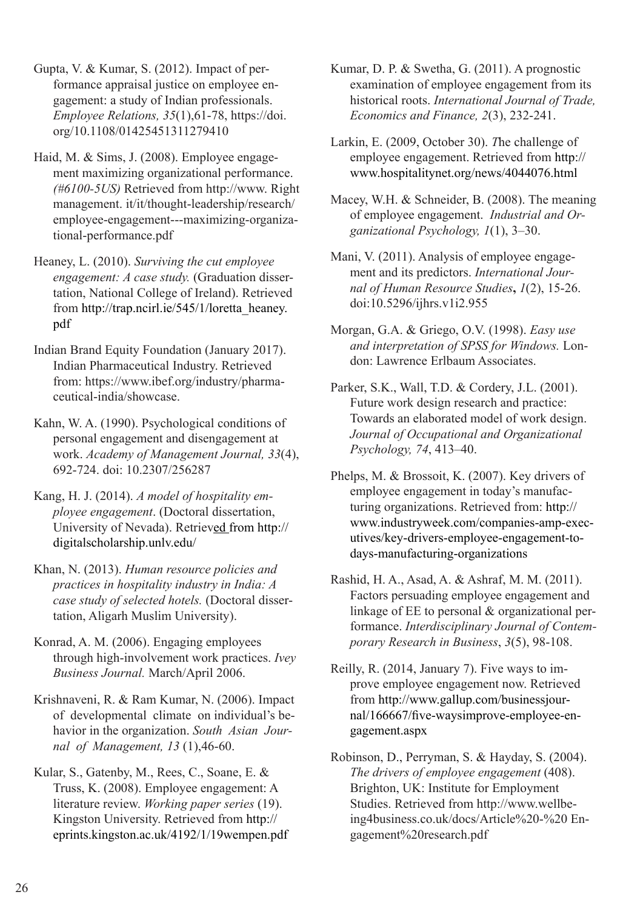Gupta, V. & Kumar, S. (2012). Impact of performance appraisal justice on employee engagement: a study of Indian professionals. *Employee Relations, 35*(1),61-78, https://doi.org/10.1108/01425451311279410

Haid, M. & Sims, J. (2008). Employee engagement maximizing organizational performance. *(#6100-5US)* Retrieved from http://www. Right management. it/it/thought-leadership/research/employee-engagement---maximizing-organizational-performance.pdf

Heaney, L. (2010). *Surviving the cut employee engagement: A case study.* (Graduation dissertation, National College of Ireland). Retrieved from http://trap.ncirl.ie/545/1/loretta_heaney.pdf

Indian Brand Equity Foundation (January 2017). Indian Pharmaceutical Industry. Retrieved from: https://www.ibef.org/industry/pharmaceutical-india/showcase.

Kahn, W. A. (1990). Psychological conditions of personal engagement and disengagement at work. *Academy of Management Journal, 33*(4), 692-724. doi: 10.2307/256287

Kang, H. J. (2014). *A model of hospitality employee engagement*. (Doctoral dissertation, University of Nevada). Retrieved from http://digitalscholarship.unlv.edu/

Khan, N. (2013). *Human resource policies and practices in hospitality industry in India: A case study of selected hotels.* (Doctoral dissertation, Aligarh Muslim University).

Konrad, A. M. (2006). Engaging employees through high-involvement work practices. *Ivey Business Journal.* March/April 2006.

Krishnaveni, R. & Ram Kumar, N. (2006). Impact of developmental climate on individual's behavior in the organization. *South Asian Journal of Management, 13* (1),46-60.

Kular, S., Gatenby, M., Rees, C., Soane, E. & Truss, K. (2008). Employee engagement: A literature review. *Working paper series* (19). Kingston University. Retrieved from http://eprints.kingston.ac.uk/4192/1/19wempen.pdf

Kumar, D. P. & Swetha, G. (2011). A prognostic examination of employee engagement from its historical roots. *International Journal of Trade, Economics and Finance, 2*(3), 232-241.

Larkin, E. (2009, October 30). *T*he challenge of employee engagement. Retrieved from http://www.hospitalitynet.org/news/4044076.html

Macey, W.H. & Schneider, B. (2008). The meaning of employee engagement. *Industrial and Organizational Psychology, 1*(1), 3–30.

Mani, V. (2011). Analysis of employee engagement and its predictors. *International Journal of Human Resource Studies***,** *1*(2), 15-26. doi:10.5296/ijhrs.v1i2.955

Morgan, G.A. & Griego, O.V. (1998). *Easy use and interpretation of SPSS for Windows.* London: Lawrence Erlbaum Associates.

Parker, S.K., Wall, T.D. & Cordery, J.L. (2001). Future work design research and practice: Towards an elaborated model of work design. *Journal of Occupational and Organizational Psychology, 74*, 413–40.

Phelps, M. & Brossoit, K. (2007). Key drivers of employee engagement in today's manufacturing organizations. Retrieved from: http://www.industryweek.com/companies-amp-executives/key-drivers-employee-engagement-todays-manufacturing-organizations

Rashid, H. A., Asad, A. & Ashraf, M. M. (2011). Factors persuading employee engagement and linkage of EE to personal & organizational performance. *Interdisciplinary Journal of Contemporary Research in Business*, *3*(5), 98-108.

Reilly, R. (2014, January 7). Five ways to improve employee engagement now. Retrieved from http://www.gallup.com/businessjournal/166667/five-waysimprove-employee-engagement.aspx

Robinson, D., Perryman, S. & Hayday, S. (2004). *The drivers of employee engagement* (408). Brighton, UK: Institute for Employment Studies. Retrieved from http://www.wellbeing4business.co.uk/docs/Article%20-%20 Engagement%20research.pdf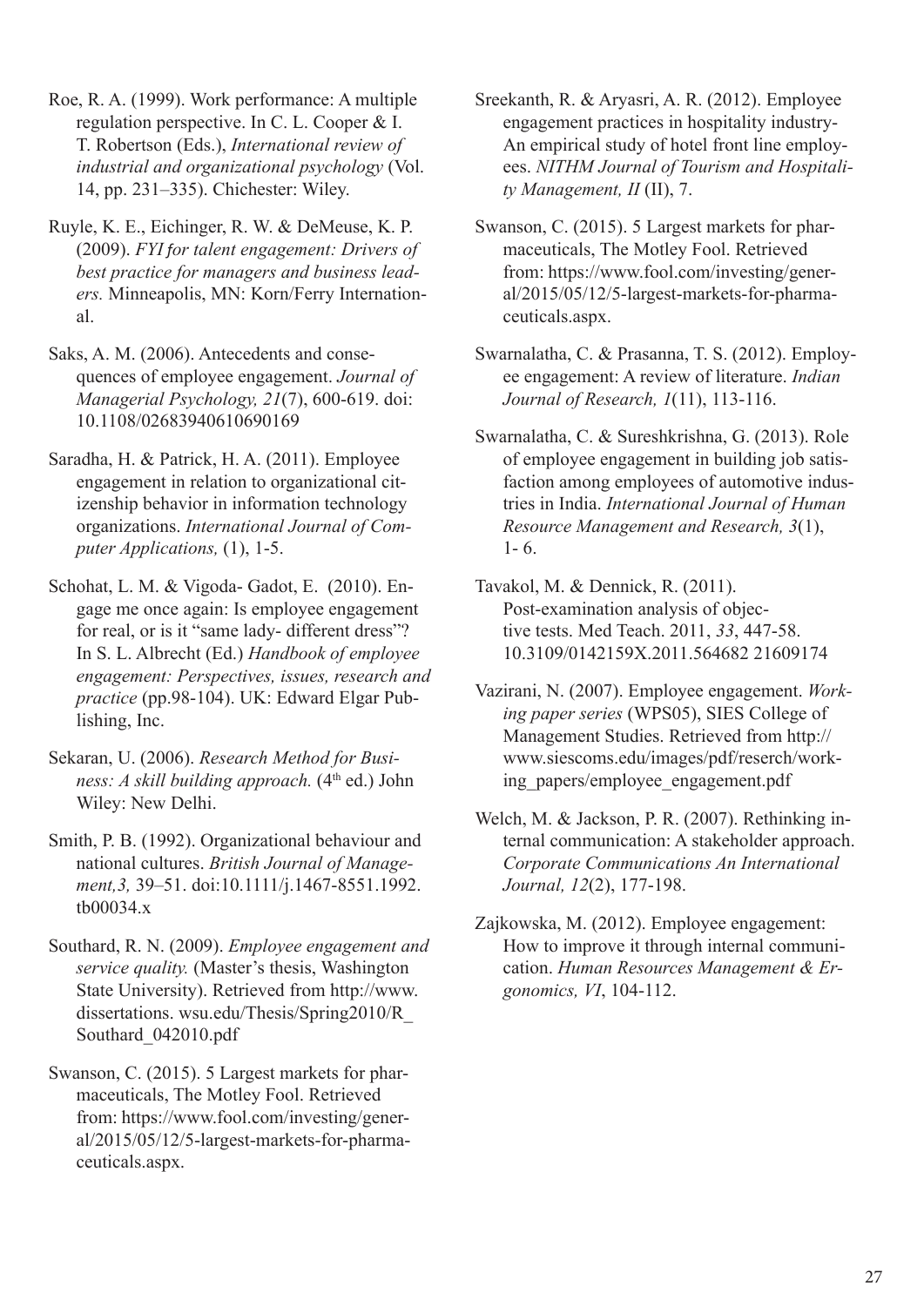Roe, R. A. (1999). Work performance: A multiple regulation perspective. In C. L. Cooper & I. T. Robertson (Eds.), *International review of industrial and organizational psychology* (Vol. 14, pp. 231–335). Chichester: Wiley.

Ruyle, K. E., Eichinger, R. W. & DeMeuse, K. P. (2009). *FYI for talent engagement: Drivers of best practice for managers and business leaders.* Minneapolis, MN: Korn/Ferry International.

Saks, A. M. (2006). Antecedents and consequences of employee engagement. *Journal of Managerial Psychology, 21*(7), 600-619. doi: 10.1108/02683940610690169

Saradha, H. & Patrick, H. A. (2011). Employee engagement in relation to organizational citizenship behavior in information technology organizations. *International Journal of Computer Applications,* (1), 1-5.

Schohat, L. M. & Vigoda- Gadot, E. (2010). Engage me once again: Is employee engagement for real, or is it "same lady- different dress"? In S. L. Albrecht (Ed.) *Handbook of employee engagement: Perspectives, issues, research and practice* (pp.98-104). UK: Edward Elgar Publishing, Inc.

Sekaran, U. (2006). *Research Method for Business: A skill building approach.* (4th ed.) John Wiley: New Delhi.

Smith, P. B. (1992). Organizational behaviour and national cultures. *British Journal of Management,3,* 39–51. doi:10.1111/j.1467-8551.1992.tb00034.x

Southard, R. N. (2009). *Employee engagement and service quality.* (Master's thesis, Washington State University). Retrieved from http://www.dissertations. wsu.edu/Thesis/Spring2010/R_Southard_042010.pdf

Swanson, C. (2015). 5 Largest markets for pharmaceuticals, The Motley Fool. Retrieved from: https://www.fool.com/investing/general/2015/05/12/5-largest-markets-for-pharmaceuticals.aspx.

Sreekanth, R. & Aryasri, A. R. (2012). Employee engagement practices in hospitality industry- An empirical study of hotel front line employees. *NITHM Journal of Tourism and Hospitality Management, II* (II), 7.

Swanson, C. (2015). 5 Largest markets for pharmaceuticals, The Motley Fool. Retrieved from: https://www.fool.com/investing/general/2015/05/12/5-largest-markets-for-pharmaceuticals.aspx.

Swarnalatha, C. & Prasanna, T. S. (2012). Employee engagement: A review of literature. *Indian Journal of Research, 1*(11), 113-116.

Swarnalatha, C. & Sureshkrishna, G. (2013). Role of employee engagement in building job satisfaction among employees of automotive industries in India. *International Journal of Human Resource Management and Research, 3*(1), 1- 6.

Tavakol, M. & Dennick, R. (2011). Post-examination analysis of objective tests. Med Teach. 2011, *33*, 447-58. 10.3109/0142159X.2011.564682 21609174

Vazirani, N. (2007). Employee engagement. *Working paper series* (WPS05), SIES College of Management Studies. Retrieved from http://www.siescoms.edu/images/pdf/reserch/working_papers/employee_engagement.pdf

Welch, M. & Jackson, P. R. (2007). Rethinking internal communication: A stakeholder approach. *Corporate Communications An International Journal, 12*(2), 177-198.

Zajkowska, M. (2012). Employee engagement: How to improve it through internal communication. *Human Resources Management & Ergonomics, VI*, 104-112.